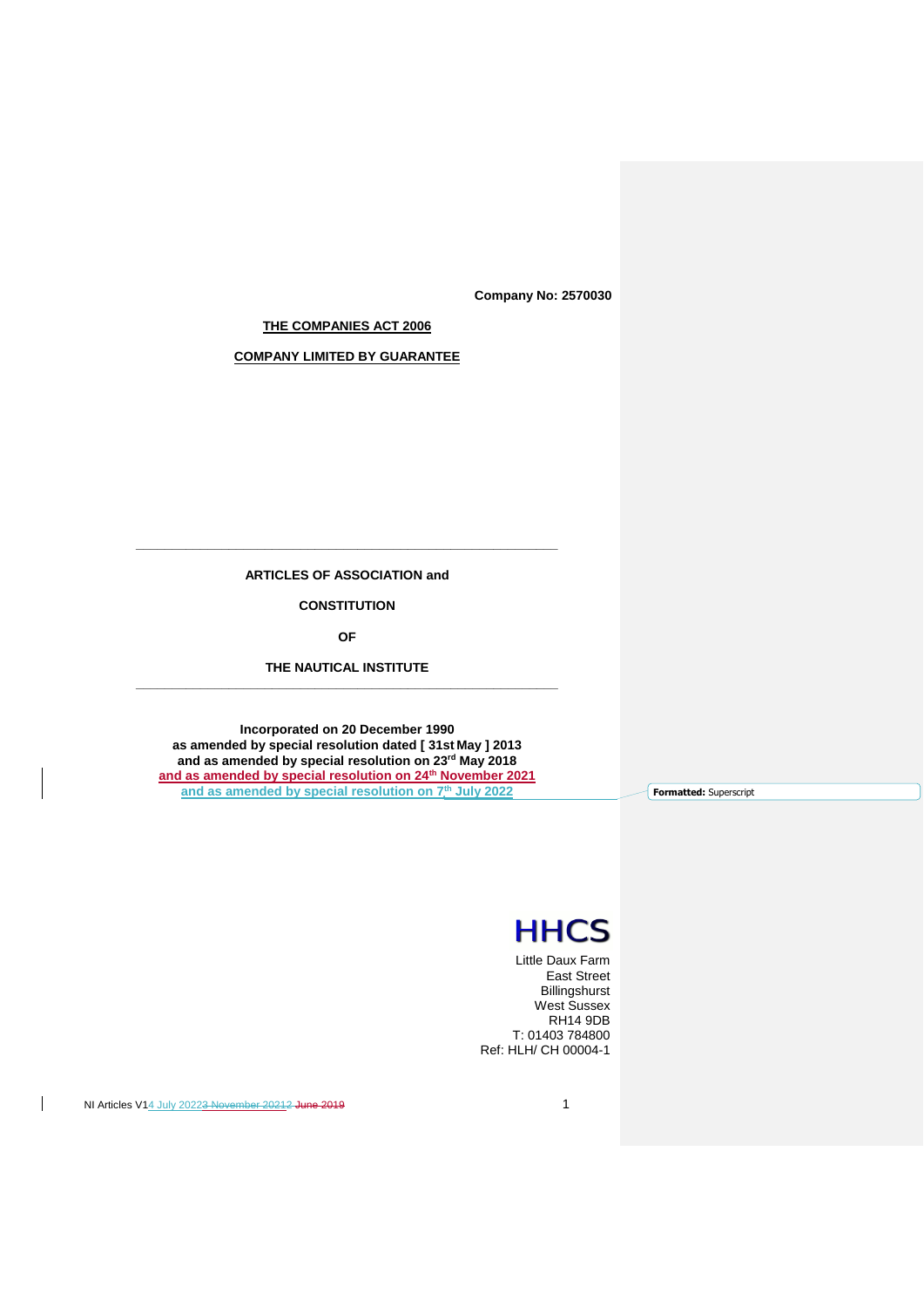**Company No: 2570030**

**THE COMPANIES ACT 2006**

**COMPANY LIMITED BY GUARANTEE**

---

**ARTICLES OF ASSOCIATION and**

**CONSTITUTION**

**OF**

**THE NAUTICAL INSTITUTE**

---

**Incorporated on 20 December 1990**
**as amended by special resolution dated [ 31st May ] 2013**
**and as amended by special resolution on 23rd May 2018**
**and as amended by special resolution on 24th November 2021**
**and as amended by special resolution on 7th July 2022**

Formatted: Superscript

**HHCS**

Little Daux Farm
East Street
Billingshurst
West Sussex
RH14 9DB
T: 01403 784800
Ref: HLH/ CH 00004-1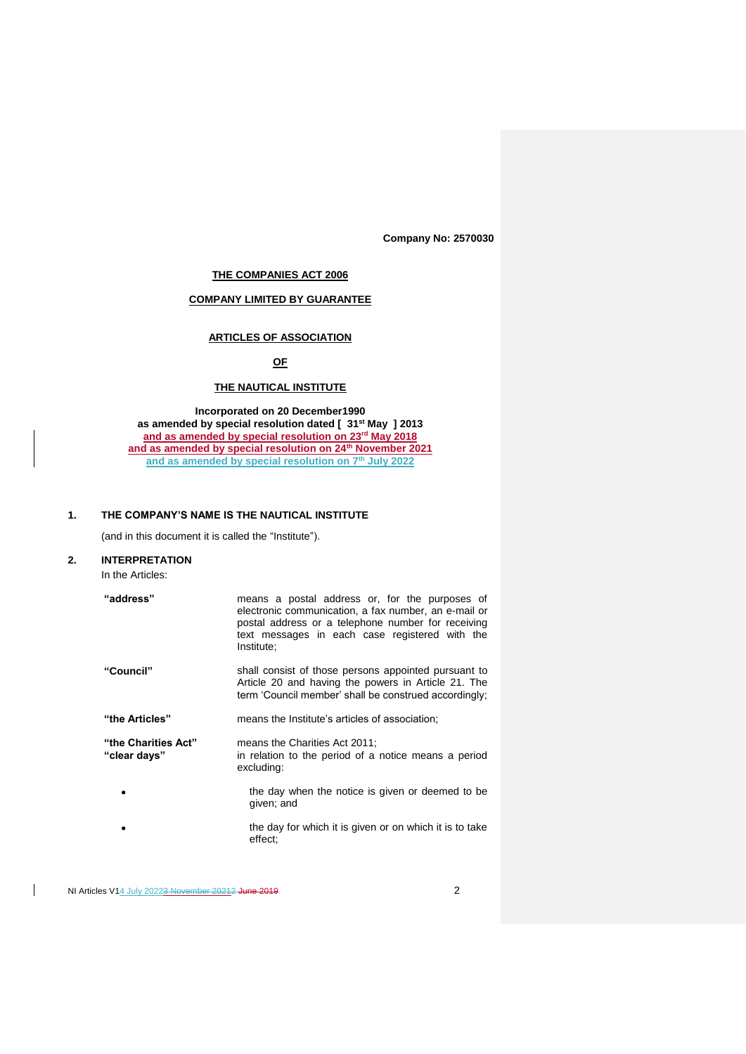Company No: 2570030

**THE COMPANIES ACT 2006**

**COMPANY LIMITED BY GUARANTEE**

# ARTICLES OF ASSOCIATION

## OF

## THE NAUTICAL INSTITUTE

**Incorporated on 20 December1990**
**as amended by special resolution dated [ 31st May ] 2013**
**and as amended by special resolution on 23rd May 2018**
**and as amended by special resolution on 24th November 2021**
**and as amended by special resolution on 7th July 2022**

**1. THE COMPANY'S NAME IS THE NAUTICAL INSTITUTE**

(and in this document it is called the "Institute").

**2. INTERPRETATION**

In the Articles:

| | |
|---|---|
| **"address"** | means a postal address or, for the purposes of electronic communication, a fax number, an e-mail or postal address or a telephone number for receiving text messages in each case registered with the Institute; |
| **"Council"** | shall consist of those persons appointed pursuant to Article 20 and having the powers in Article 21. The term 'Council member' shall be construed accordingly; |
| **"the Articles"** | means the Institute's articles of association; |
| **"the Charities Act"** | means the Charities Act 2011; |
| **"clear days"** | in relation to the period of a notice means a period excluding: |

- the day when the notice is given or deemed to be given; and
- the day for which it is given or on which it is to take effect;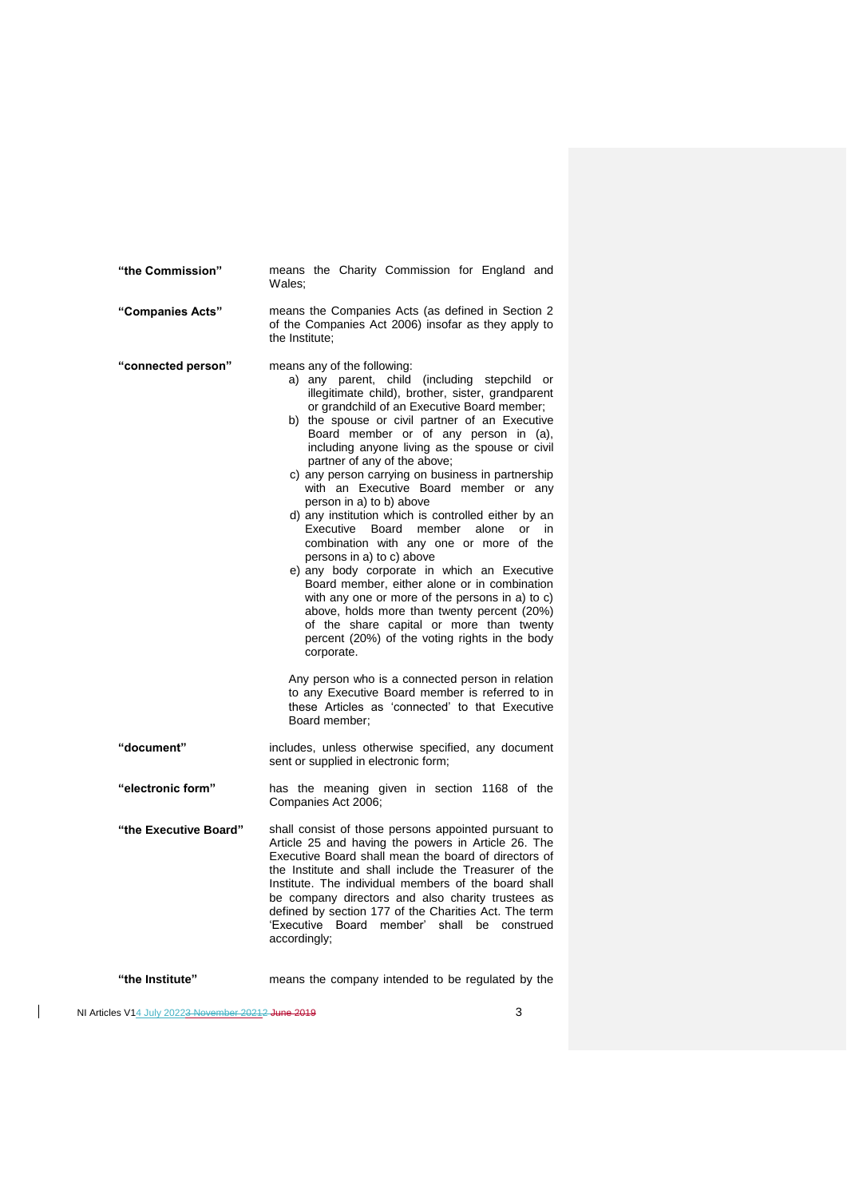| | |
|---|---|
| **"the Commission"** | means the Charity Commission for England and Wales; |
| **"Companies Acts"** | means the Companies Acts (as defined in Section 2 of the Companies Act 2006) insofar as they apply to the Institute; |
| **"connected person"** | means any of the following: a) any parent, child (including stepchild or illegitimate child), brother, sister, grandparent or grandchild of an Executive Board member; b) the spouse or civil partner of an Executive Board member or of any person in (a), including anyone living as the spouse or civil partner of any of the above; c) any person carrying on business in partnership with an Executive Board member or any person in a) to b) above d) any institution which is controlled either by an Executive Board member alone or in combination with any one or more of the persons in a) to c) above e) any body corporate in which an Executive Board member, either alone or in combination with any one or more of the persons in a) to c) above, holds more than twenty percent (20%) of the share capital or more than twenty percent (20%) of the voting rights in the body corporate. Any person who is a connected person in relation to any Executive Board member is referred to in these Articles as 'connected' to that Executive Board member; |
| **"document"** | includes, unless otherwise specified, any document sent or supplied in electronic form; |
| **"electronic form"** | has the meaning given in section 1168 of the Companies Act 2006; |
| **"the Executive Board"** | shall consist of those persons appointed pursuant to Article 25 and having the powers in Article 26. The Executive Board shall mean the board of directors of the Institute and shall include the Treasurer of the Institute. The individual members of the board shall be company directors and also charity trustees as defined by section 177 of the Charities Act. The term 'Executive Board member' shall be construed accordingly; |
| **"the Institute"** | means the company intended to be regulated by the |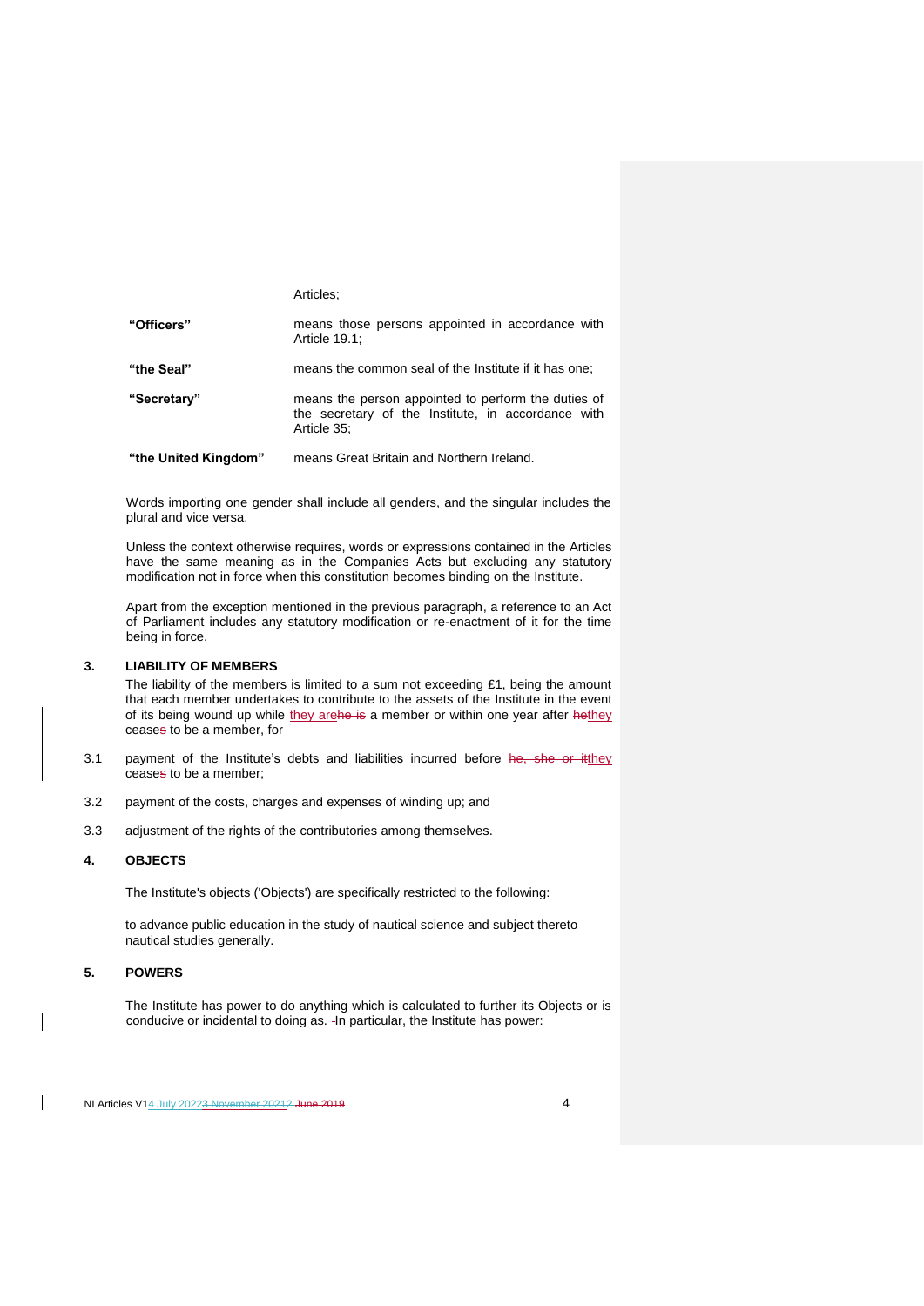| | |
|---|---|
| | Articles; |
| **"Officers"** | means those persons appointed in accordance with Article 19.1; |
| **"the Seal"** | means the common seal of the Institute if it has one; |
| **"Secretary"** | means the person appointed to perform the duties of the secretary of the Institute, in accordance with Article 35; |
| **"the United Kingdom"** | means Great Britain and Northern Ireland. |

Words importing one gender shall include all genders, and the singular includes the plural and vice versa.

Unless the context otherwise requires, words or expressions contained in the Articles have the same meaning as in the Companies Acts but excluding any statutory modification not in force when this constitution becomes binding on the Institute.

Apart from the exception mentioned in the previous paragraph, a reference to an Act of Parliament includes any statutory modification or re-enactment of it for the time being in force.

## 3. LIABILITY OF MEMBERS

The liability of the members is limited to a sum not exceeding £1, being the amount that each member undertakes to contribute to the assets of the Institute in the event of its being wound up while they arehe is a member or within one year after hethey ceases to be a member, for

3.1 payment of the Institute's debts and liabilities incurred before he, she or itthey ceases to be a member;

3.2 payment of the costs, charges and expenses of winding up; and

3.3 adjustment of the rights of the contributories among themselves.

## 4. OBJECTS

The Institute's objects ('Objects') are specifically restricted to the following:

to advance public education in the study of nautical science and subject thereto nautical studies generally.

## 5. POWERS

The Institute has power to do anything which is calculated to further its Objects or is conducive or incidental to doing as. In particular, the Institute has power: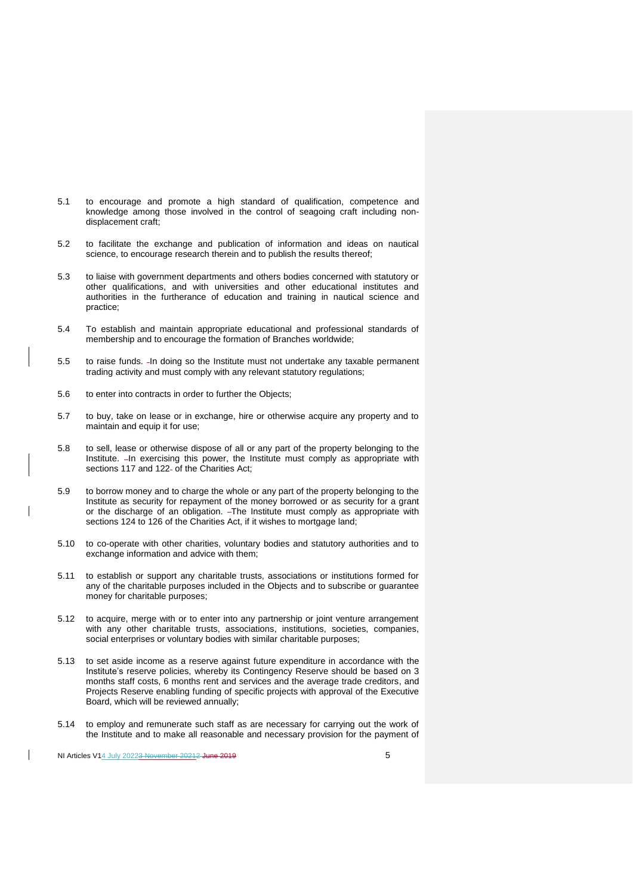5.1 to encourage and promote a high standard of qualification, competence and knowledge among those involved in the control of seagoing craft including non-displacement craft;

5.2 to facilitate the exchange and publication of information and ideas on nautical science, to encourage research therein and to publish the results thereof;

5.3 to liaise with government departments and others bodies concerned with statutory or other qualifications, and with universities and other educational institutes and authorities in the furtherance of education and training in nautical science and practice;

5.4 To establish and maintain appropriate educational and professional standards of membership and to encourage the formation of Branches worldwide;

5.5 to raise funds. In doing so the Institute must not undertake any taxable permanent trading activity and must comply with any relevant statutory regulations;

5.6 to enter into contracts in order to further the Objects;

5.7 to buy, take on lease or in exchange, hire or otherwise acquire any property and to maintain and equip it for use;

5.8 to sell, lease or otherwise dispose of all or any part of the property belonging to the Institute. In exercising this power, the Institute must comply as appropriate with sections 117 and 122 of the Charities Act;

5.9 to borrow money and to charge the whole or any part of the property belonging to the Institute as security for repayment of the money borrowed or as security for a grant or the discharge of an obligation. The Institute must comply as appropriate with sections 124 to 126 of the Charities Act, if it wishes to mortgage land;

5.10 to co-operate with other charities, voluntary bodies and statutory authorities and to exchange information and advice with them;

5.11 to establish or support any charitable trusts, associations or institutions formed for any of the charitable purposes included in the Objects and to subscribe or guarantee money for charitable purposes;

5.12 to acquire, merge with or to enter into any partnership or joint venture arrangement with any other charitable trusts, associations, institutions, societies, companies, social enterprises or voluntary bodies with similar charitable purposes;

5.13 to set aside income as a reserve against future expenditure in accordance with the Institute's reserve policies, whereby its Contingency Reserve should be based on 3 months staff costs, 6 months rent and services and the average trade creditors, and Projects Reserve enabling funding of specific projects with approval of the Executive Board, which will be reviewed annually;

5.14 to employ and remunerate such staff as are necessary for carrying out the work of the Institute and to make all reasonable and necessary provision for the payment of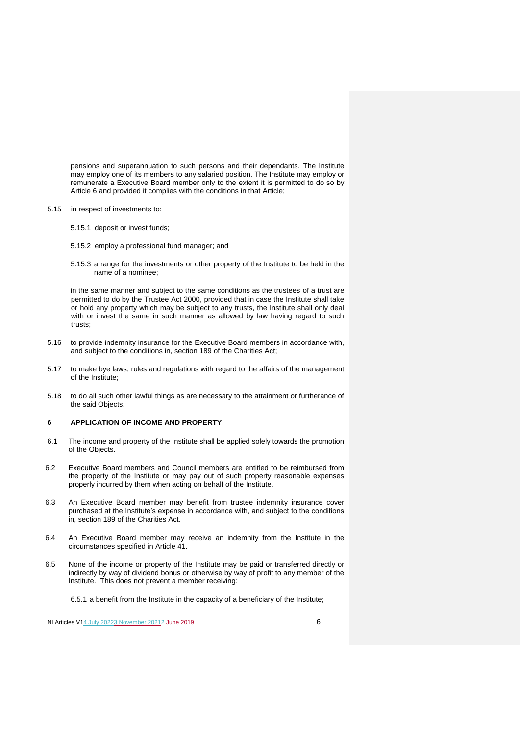pensions and superannuation to such persons and their dependants. The Institute may employ one of its members to any salaried position. The Institute may employ or remunerate a Executive Board member only to the extent it is permitted to do so by Article 6 and provided it complies with the conditions in that Article;

5.15 in respect of investments to:

5.15.1 deposit or invest funds;

5.15.2 employ a professional fund manager; and

5.15.3 arrange for the investments or other property of the Institute to be held in the name of a nominee;

in the same manner and subject to the same conditions as the trustees of a trust are permitted to do by the Trustee Act 2000, provided that in case the Institute shall take or hold any property which may be subject to any trusts, the Institute shall only deal with or invest the same in such manner as allowed by law having regard to such trusts;

5.16 to provide indemnity insurance for the Executive Board members in accordance with, and subject to the conditions in, section 189 of the Charities Act;

5.17 to make bye laws, rules and regulations with regard to the affairs of the management of the Institute;

5.18 to do all such other lawful things as are necessary to the attainment or furtherance of the said Objects.

## 6 APPLICATION OF INCOME AND PROPERTY

6.1 The income and property of the Institute shall be applied solely towards the promotion of the Objects.

6.2 Executive Board members and Council members are entitled to be reimbursed from the property of the Institute or may pay out of such property reasonable expenses properly incurred by them when acting on behalf of the Institute.

6.3 An Executive Board member may benefit from trustee indemnity insurance cover purchased at the Institute's expense in accordance with, and subject to the conditions in, section 189 of the Charities Act.

6.4 An Executive Board member may receive an indemnity from the Institute in the circumstances specified in Article 41.

6.5 None of the income or property of the Institute may be paid or transferred directly or indirectly by way of dividend bonus or otherwise by way of profit to any member of the Institute. This does not prevent a member receiving:

6.5.1 a benefit from the Institute in the capacity of a beneficiary of the Institute;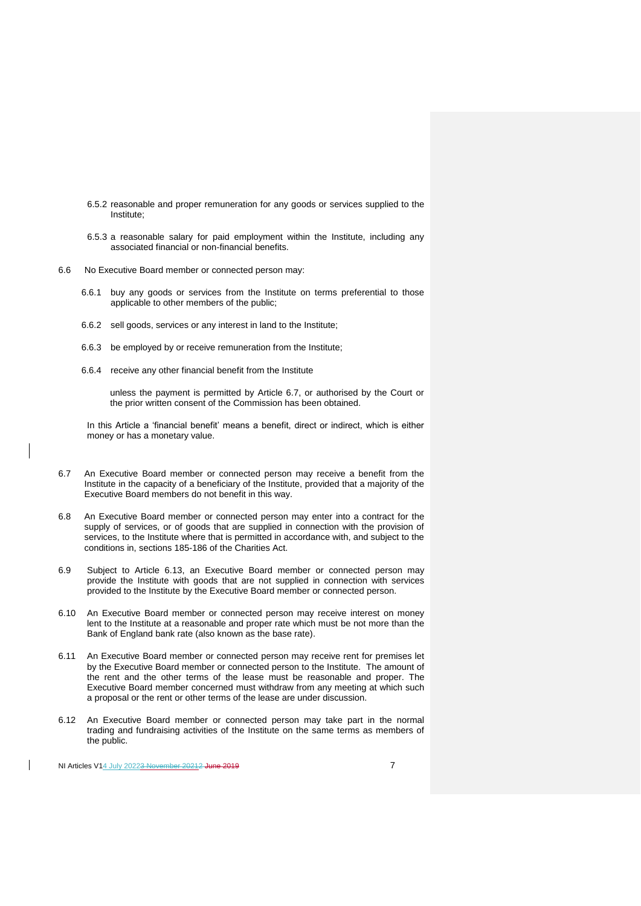6.5.2 reasonable and proper remuneration for any goods or services supplied to the Institute;

6.5.3 a reasonable salary for paid employment within the Institute, including any associated financial or non-financial benefits.

6.6 No Executive Board member or connected person may:

6.6.1 buy any goods or services from the Institute on terms preferential to those applicable to other members of the public;

6.6.2 sell goods, services or any interest in land to the Institute;

6.6.3 be employed by or receive remuneration from the Institute;

6.6.4 receive any other financial benefit from the Institute

unless the payment is permitted by Article 6.7, or authorised by the Court or the prior written consent of the Commission has been obtained.

In this Article a 'financial benefit' means a benefit, direct or indirect, which is either money or has a monetary value.

6.7 An Executive Board member or connected person may receive a benefit from the Institute in the capacity of a beneficiary of the Institute, provided that a majority of the Executive Board members do not benefit in this way.

6.8 An Executive Board member or connected person may enter into a contract for the supply of services, or of goods that are supplied in connection with the provision of services, to the Institute where that is permitted in accordance with, and subject to the conditions in, sections 185-186 of the Charities Act.

6.9 Subject to Article 6.13, an Executive Board member or connected person may provide the Institute with goods that are not supplied in connection with services provided to the Institute by the Executive Board member or connected person.

6.10 An Executive Board member or connected person may receive interest on money lent to the Institute at a reasonable and proper rate which must be not more than the Bank of England bank rate (also known as the base rate).

6.11 An Executive Board member or connected person may receive rent for premises let by the Executive Board member or connected person to the Institute. The amount of the rent and the other terms of the lease must be reasonable and proper. The Executive Board member concerned must withdraw from any meeting at which such a proposal or the rent or other terms of the lease are under discussion.

6.12 An Executive Board member or connected person may take part in the normal trading and fundraising activities of the Institute on the same terms as members of the public.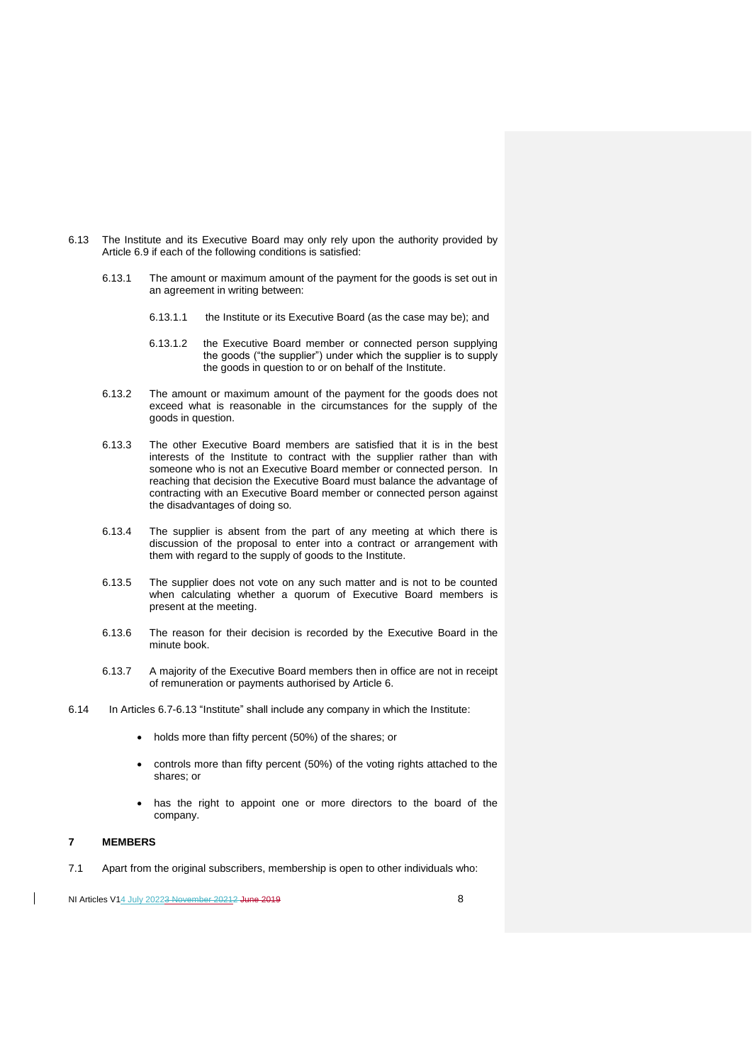6.13 The Institute and its Executive Board may only rely upon the authority provided by Article 6.9 if each of the following conditions is satisfied:

6.13.1 The amount or maximum amount of the payment for the goods is set out in an agreement in writing between:

6.13.1.1 the Institute or its Executive Board (as the case may be); and

6.13.1.2 the Executive Board member or connected person supplying the goods ("the supplier") under which the supplier is to supply the goods in question to or on behalf of the Institute.

6.13.2 The amount or maximum amount of the payment for the goods does not exceed what is reasonable in the circumstances for the supply of the goods in question.

6.13.3 The other Executive Board members are satisfied that it is in the best interests of the Institute to contract with the supplier rather than with someone who is not an Executive Board member or connected person. In reaching that decision the Executive Board must balance the advantage of contracting with an Executive Board member or connected person against the disadvantages of doing so.

6.13.4 The supplier is absent from the part of any meeting at which there is discussion of the proposal to enter into a contract or arrangement with them with regard to the supply of goods to the Institute.

6.13.5 The supplier does not vote on any such matter and is not to be counted when calculating whether a quorum of Executive Board members is present at the meeting.

6.13.6 The reason for their decision is recorded by the Executive Board in the minute book.

6.13.7 A majority of the Executive Board members then in office are not in receipt of remuneration or payments authorised by Article 6.

6.14 In Articles 6.7-6.13 "Institute" shall include any company in which the Institute:

- holds more than fifty percent (50%) of the shares; or
- controls more than fifty percent (50%) of the voting rights attached to the shares; or
- has the right to appoint one or more directors to the board of the company.

## 7 MEMBERS

7.1 Apart from the original subscribers, membership is open to other individuals who: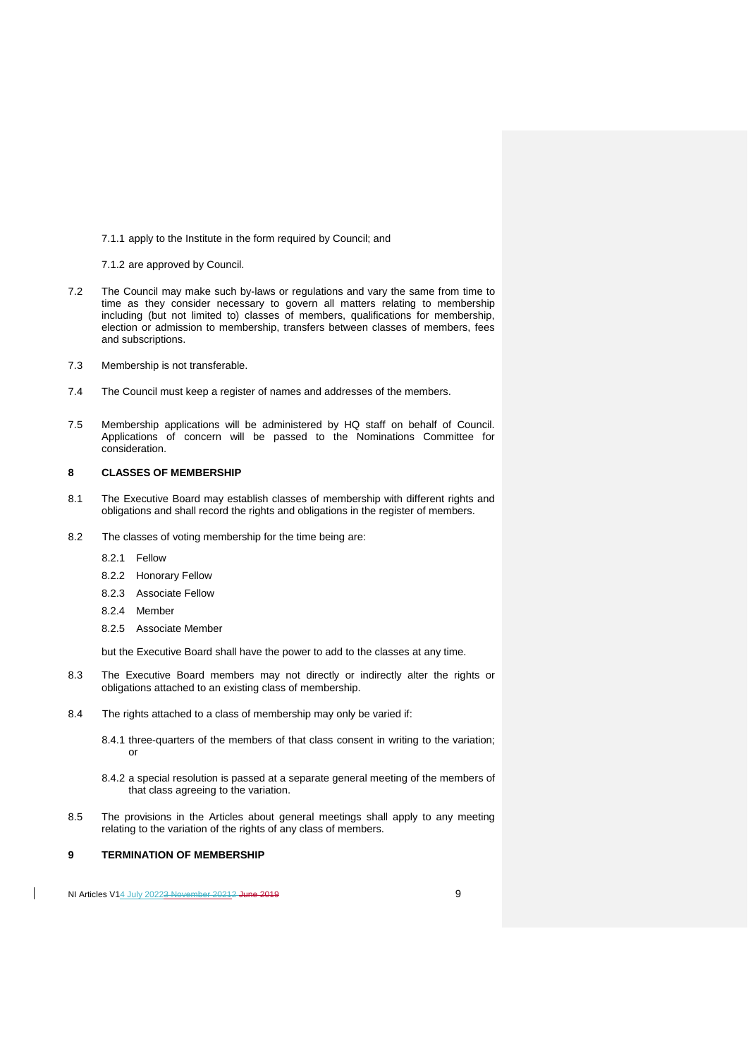7.1.1 apply to the Institute in the form required by Council; and

7.1.2 are approved by Council.

7.2 The Council may make such by-laws or regulations and vary the same from time to time as they consider necessary to govern all matters relating to membership including (but not limited to) classes of members, qualifications for membership, election or admission to membership, transfers between classes of members, fees and subscriptions.

7.3 Membership is not transferable.

7.4 The Council must keep a register of names and addresses of the members.

7.5 Membership applications will be administered by HQ staff on behalf of Council. Applications of concern will be passed to the Nominations Committee for consideration.

## 8 CLASSES OF MEMBERSHIP

8.1 The Executive Board may establish classes of membership with different rights and obligations and shall record the rights and obligations in the register of members.

8.2 The classes of voting membership for the time being are:

8.2.1 Fellow

8.2.2 Honorary Fellow

8.2.3 Associate Fellow

8.2.4 Member

8.2.5 Associate Member

but the Executive Board shall have the power to add to the classes at any time.

8.3 The Executive Board members may not directly or indirectly alter the rights or obligations attached to an existing class of membership.

8.4 The rights attached to a class of membership may only be varied if:

8.4.1 three-quarters of the members of that class consent in writing to the variation; or

8.4.2 a special resolution is passed at a separate general meeting of the members of that class agreeing to the variation.

8.5 The provisions in the Articles about general meetings shall apply to any meeting relating to the variation of the rights of any class of members.

## 9 TERMINATION OF MEMBERSHIP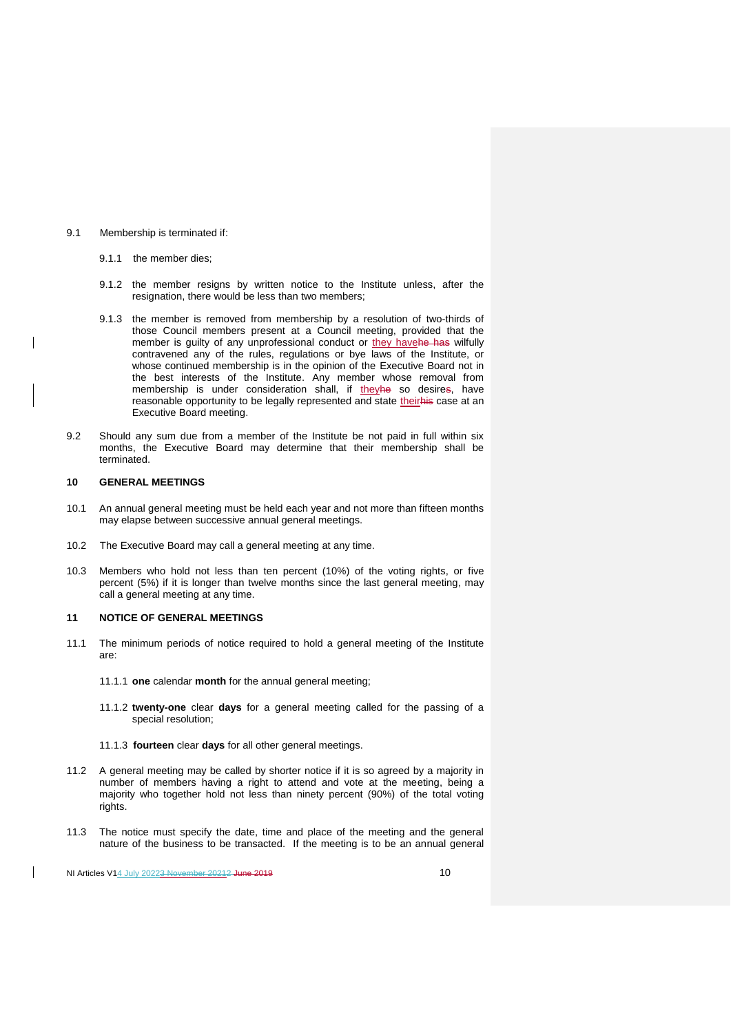9.1 Membership is terminated if:

9.1.1 the member dies;

9.1.2 the member resigns by written notice to the Institute unless, after the resignation, there would be less than two members;

9.1.3 the member is removed from membership by a resolution of two-thirds of those Council members present at a Council meeting, provided that the member is guilty of any unprofessional conduct or they have wilfully contravened any of the rules, regulations or bye laws of the Institute, or whose continued membership is in the opinion of the Executive Board not in the best interests of the Institute. Any member whose removal from membership is under consideration shall, if they so desire, have reasonable opportunity to be legally represented and state their case at an Executive Board meeting.

9.2 Should any sum due from a member of the Institute be not paid in full within six months, the Executive Board may determine that their membership shall be terminated.

## 10 GENERAL MEETINGS

10.1 An annual general meeting must be held each year and not more than fifteen months may elapse between successive annual general meetings.

10.2 The Executive Board may call a general meeting at any time.

10.3 Members who hold not less than ten percent (10%) of the voting rights, or five percent (5%) if it is longer than twelve months since the last general meeting, may call a general meeting at any time.

## 11 NOTICE OF GENERAL MEETINGS

11.1 The minimum periods of notice required to hold a general meeting of the Institute are:

11.1.1 **one** calendar **month** for the annual general meeting;

11.1.2 **twenty-one** clear **days** for a general meeting called for the passing of a special resolution;

11.1.3 **fourteen** clear **days** for all other general meetings.

11.2 A general meeting may be called by shorter notice if it is so agreed by a majority in number of members having a right to attend and vote at the meeting, being a majority who together hold not less than ninety percent (90%) of the total voting rights.

11.3 The notice must specify the date, time and place of the meeting and the general nature of the business to be transacted. If the meeting is to be an annual general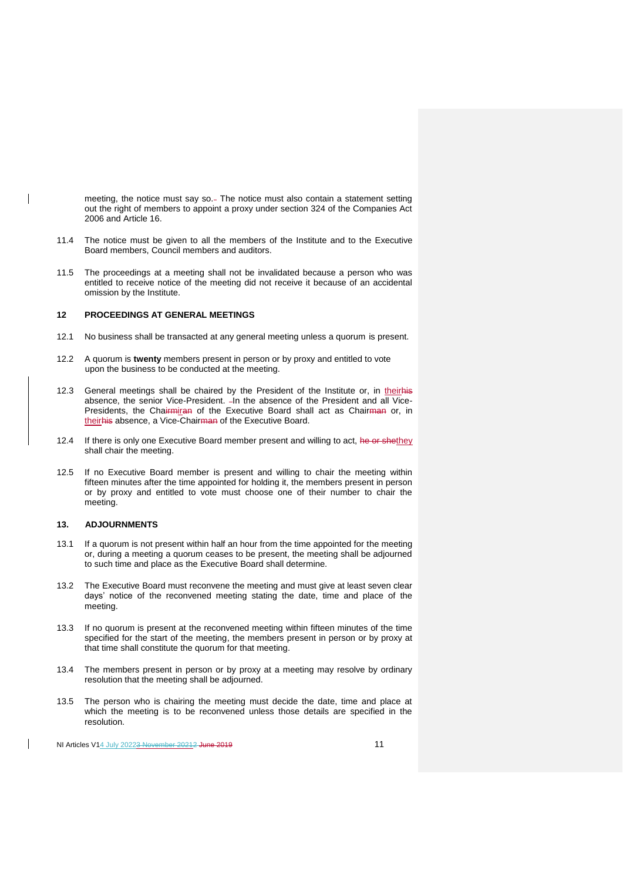meeting, the notice must say so. The notice must also contain a statement setting out the right of members to appoint a proxy under section 324 of the Companies Act 2006 and Article 16.

11.4 The notice must be given to all the members of the Institute and to the Executive Board members, Council members and auditors.

11.5 The proceedings at a meeting shall not be invalidated because a person who was entitled to receive notice of the meeting did not receive it because of an accidental omission by the Institute.

## 12 PROCEEDINGS AT GENERAL MEETINGS

12.1 No business shall be transacted at any general meeting unless a quorum is present.

12.2 A quorum is **twenty** members present in person or by proxy and entitled to vote upon the business to be conducted at the meeting.

12.3 General meetings shall be chaired by the President of the Institute or, in their absence, the senior Vice-President. In the absence of the President and all Vice-Presidents, the Chair of the Executive Board shall act as Chair or, in their absence, a Vice-Chair of the Executive Board.

12.4 If there is only one Executive Board member present and willing to act, they shall chair the meeting.

12.5 If no Executive Board member is present and willing to chair the meeting within fifteen minutes after the time appointed for holding it, the members present in person or by proxy and entitled to vote must choose one of their number to chair the meeting.

## 13. ADJOURNMENTS

13.1 If a quorum is not present within half an hour from the time appointed for the meeting or, during a meeting a quorum ceases to be present, the meeting shall be adjourned to such time and place as the Executive Board shall determine.

13.2 The Executive Board must reconvene the meeting and must give at least seven clear days' notice of the reconvened meeting stating the date, time and place of the meeting.

13.3 If no quorum is present at the reconvened meeting within fifteen minutes of the time specified for the start of the meeting, the members present in person or by proxy at that time shall constitute the quorum for that meeting.

13.4 The members present in person or by proxy at a meeting may resolve by ordinary resolution that the meeting shall be adjourned.

13.5 The person who is chairing the meeting must decide the date, time and place at which the meeting is to be reconvened unless those details are specified in the resolution.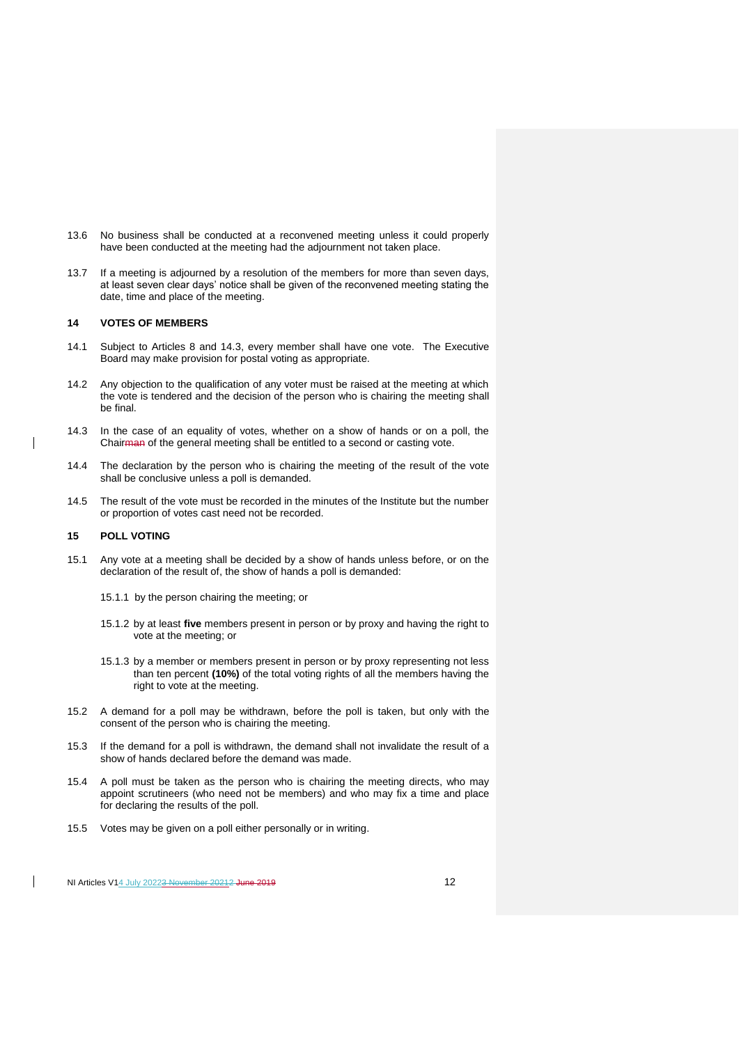13.6 No business shall be conducted at a reconvened meeting unless it could properly have been conducted at the meeting had the adjournment not taken place.

13.7 If a meeting is adjourned by a resolution of the members for more than seven days, at least seven clear days' notice shall be given of the reconvened meeting stating the date, time and place of the meeting.

## 14 VOTES OF MEMBERS

14.1 Subject to Articles 8 and 14.3, every member shall have one vote. The Executive Board may make provision for postal voting as appropriate.

14.2 Any objection to the qualification of any voter must be raised at the meeting at which the vote is tendered and the decision of the person who is chairing the meeting shall be final.

14.3 In the case of an equality of votes, whether on a show of hands or on a poll, the Chair~~man~~ of the general meeting shall be entitled to a second or casting vote.

14.4 The declaration by the person who is chairing the meeting of the result of the vote shall be conclusive unless a poll is demanded.

14.5 The result of the vote must be recorded in the minutes of the Institute but the number or proportion of votes cast need not be recorded.

## 15 POLL VOTING

15.1 Any vote at a meeting shall be decided by a show of hands unless before, or on the declaration of the result of, the show of hands a poll is demanded:

15.1.1 by the person chairing the meeting; or

15.1.2 by at least **five** members present in person or by proxy and having the right to vote at the meeting; or

15.1.3 by a member or members present in person or by proxy representing not less than ten percent **(10%)** of the total voting rights of all the members having the right to vote at the meeting.

15.2 A demand for a poll may be withdrawn, before the poll is taken, but only with the consent of the person who is chairing the meeting.

15.3 If the demand for a poll is withdrawn, the demand shall not invalidate the result of a show of hands declared before the demand was made.

15.4 A poll must be taken as the person who is chairing the meeting directs, who may appoint scrutineers (who need not be members) and who may fix a time and place for declaring the results of the poll.

15.5 Votes may be given on a poll either personally or in writing.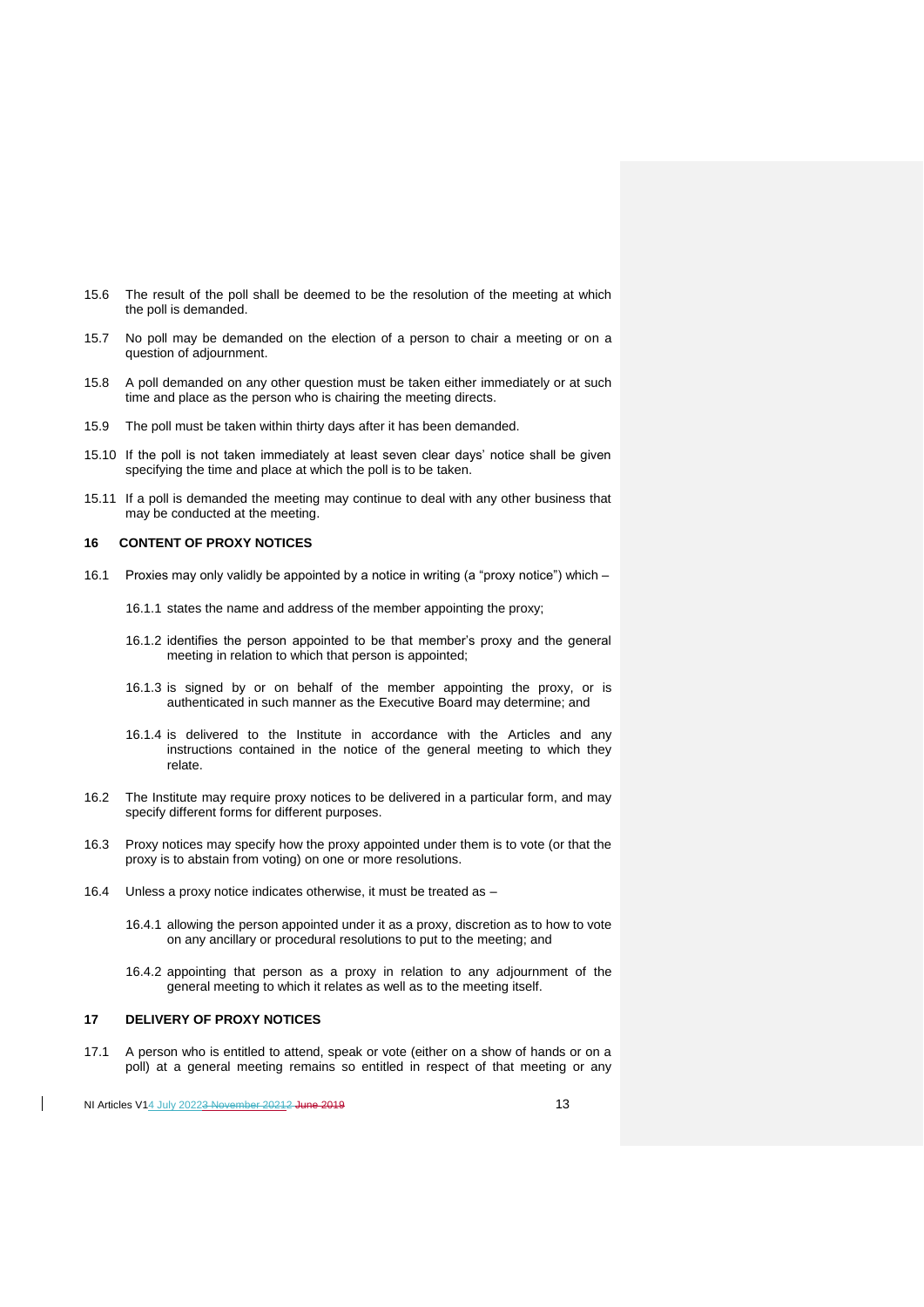15.6 The result of the poll shall be deemed to be the resolution of the meeting at which the poll is demanded.

15.7 No poll may be demanded on the election of a person to chair a meeting or on a question of adjournment.

15.8 A poll demanded on any other question must be taken either immediately or at such time and place as the person who is chairing the meeting directs.

15.9 The poll must be taken within thirty days after it has been demanded.

15.10 If the poll is not taken immediately at least seven clear days' notice shall be given specifying the time and place at which the poll is to be taken.

15.11 If a poll is demanded the meeting may continue to deal with any other business that may be conducted at the meeting.

## 16 CONTENT OF PROXY NOTICES

16.1 Proxies may only validly be appointed by a notice in writing (a "proxy notice") which –

16.1.1 states the name and address of the member appointing the proxy;

16.1.2 identifies the person appointed to be that member's proxy and the general meeting in relation to which that person is appointed;

16.1.3 is signed by or on behalf of the member appointing the proxy, or is authenticated in such manner as the Executive Board may determine; and

16.1.4 is delivered to the Institute in accordance with the Articles and any instructions contained in the notice of the general meeting to which they relate.

16.2 The Institute may require proxy notices to be delivered in a particular form, and may specify different forms for different purposes.

16.3 Proxy notices may specify how the proxy appointed under them is to vote (or that the proxy is to abstain from voting) on one or more resolutions.

16.4 Unless a proxy notice indicates otherwise, it must be treated as –

16.4.1 allowing the person appointed under it as a proxy, discretion as to how to vote on any ancillary or procedural resolutions to put to the meeting; and

16.4.2 appointing that person as a proxy in relation to any adjournment of the general meeting to which it relates as well as to the meeting itself.

## 17 DELIVERY OF PROXY NOTICES

17.1 A person who is entitled to attend, speak or vote (either on a show of hands or on a poll) at a general meeting remains so entitled in respect of that meeting or any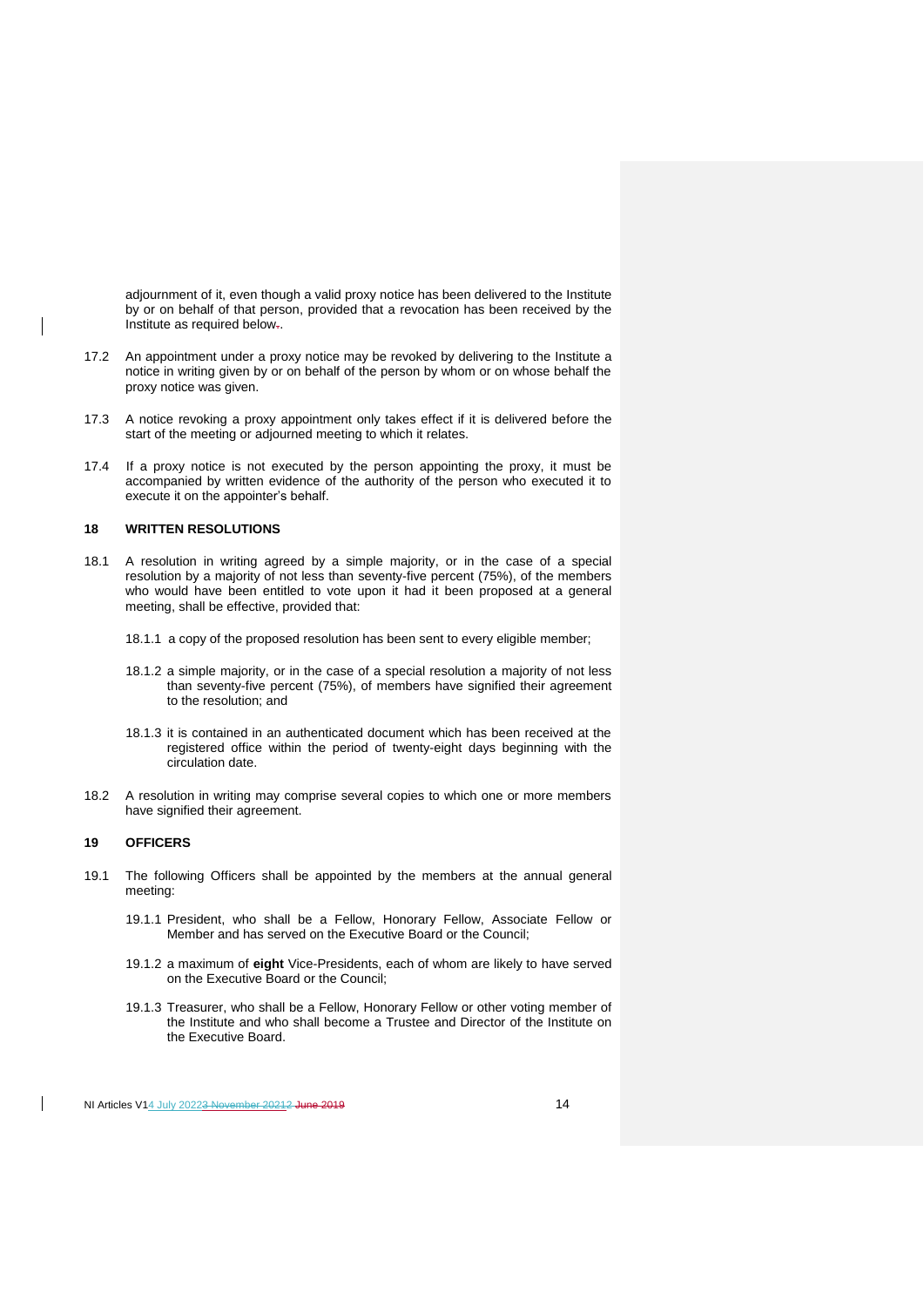adjournment of it, even though a valid proxy notice has been delivered to the Institute by or on behalf of that person, provided that a revocation has been received by the Institute as required below..

17.2 An appointment under a proxy notice may be revoked by delivering to the Institute a notice in writing given by or on behalf of the person by whom or on whose behalf the proxy notice was given.

17.3 A notice revoking a proxy appointment only takes effect if it is delivered before the start of the meeting or adjourned meeting to which it relates.

17.4 If a proxy notice is not executed by the person appointing the proxy, it must be accompanied by written evidence of the authority of the person who executed it to execute it on the appointer's behalf.

## 18 WRITTEN RESOLUTIONS

18.1 A resolution in writing agreed by a simple majority, or in the case of a special resolution by a majority of not less than seventy-five percent (75%), of the members who would have been entitled to vote upon it had it been proposed at a general meeting, shall be effective, provided that:

18.1.1 a copy of the proposed resolution has been sent to every eligible member;

18.1.2 a simple majority, or in the case of a special resolution a majority of not less than seventy-five percent (75%), of members have signified their agreement to the resolution; and

18.1.3 it is contained in an authenticated document which has been received at the registered office within the period of twenty-eight days beginning with the circulation date.

18.2 A resolution in writing may comprise several copies to which one or more members have signified their agreement.

## 19 OFFICERS

19.1 The following Officers shall be appointed by the members at the annual general meeting:

19.1.1 President, who shall be a Fellow, Honorary Fellow, Associate Fellow or Member and has served on the Executive Board or the Council;

19.1.2 a maximum of **eight** Vice-Presidents, each of whom are likely to have served on the Executive Board or the Council;

19.1.3 Treasurer, who shall be a Fellow, Honorary Fellow or other voting member of the Institute and who shall become a Trustee and Director of the Institute on the Executive Board.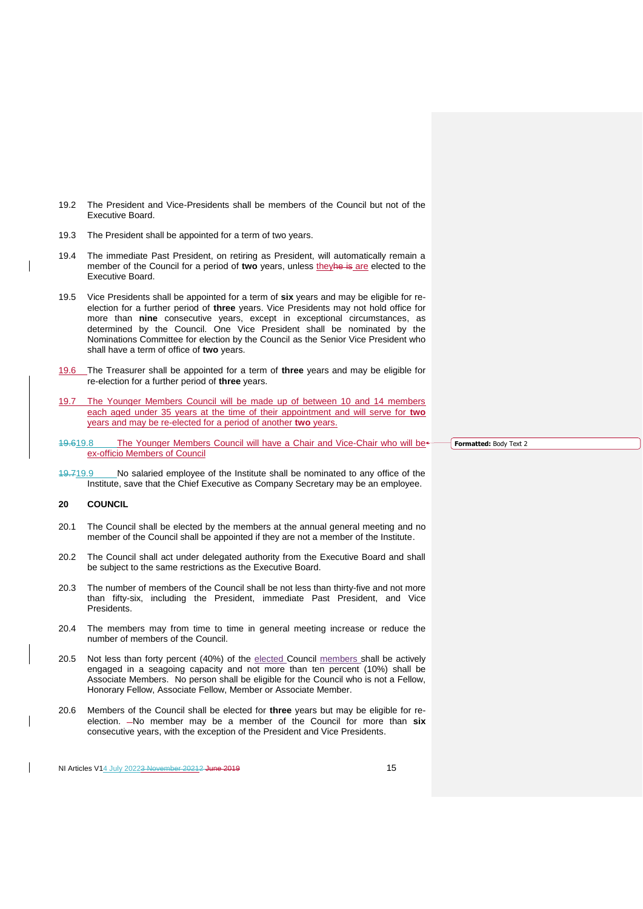19.2 The President and Vice-Presidents shall be members of the Council but not of the Executive Board.

19.3 The President shall be appointed for a term of two years.

19.4 The immediate Past President, on retiring as President, will automatically remain a member of the Council for a period of **two** years, unless they are elected to the Executive Board.

19.5 Vice Presidents shall be appointed for a term of **six** years and may be eligible for re-election for a further period of **three** years. Vice Presidents may not hold office for more than **nine** consecutive years, except in exceptional circumstances, as determined by the Council. One Vice President shall be nominated by the Nominations Committee for election by the Council as the Senior Vice President who shall have a term of office of **two** years.

19.6 The Treasurer shall be appointed for a term of **three** years and may be eligible for re-election for a further period of **three** years.

19.7 The Younger Members Council will be made up of between 10 and 14 members each aged under 35 years at the time of their appointment and will serve for **two** years and may be re-elected for a period of another **two** years.

19.8 The Younger Members Council will have a Chair and Vice-Chair who will be ex-officio Members of Council

19.9 No salaried employee of the Institute shall be nominated to any office of the Institute, save that the Chief Executive as Company Secretary may be an employee.

## 20 COUNCIL

20.1 The Council shall be elected by the members at the annual general meeting and no member of the Council shall be appointed if they are not a member of the Institute.

20.2 The Council shall act under delegated authority from the Executive Board and shall be subject to the same restrictions as the Executive Board.

20.3 The number of members of the Council shall be not less than thirty-five and not more than fifty-six, including the President, immediate Past President, and Vice Presidents.

20.4 The members may from time to time in general meeting increase or reduce the number of members of the Council.

20.5 Not less than forty percent (40%) of the elected Council members shall be actively engaged in a seagoing capacity and not more than ten percent (10%) shall be Associate Members. No person shall be eligible for the Council who is not a Fellow, Honorary Fellow, Associate Fellow, Member or Associate Member.

20.6 Members of the Council shall be elected for **three** years but may be eligible for re-election. No member may be a member of the Council for more than **six** consecutive years, with the exception of the President and Vice Presidents.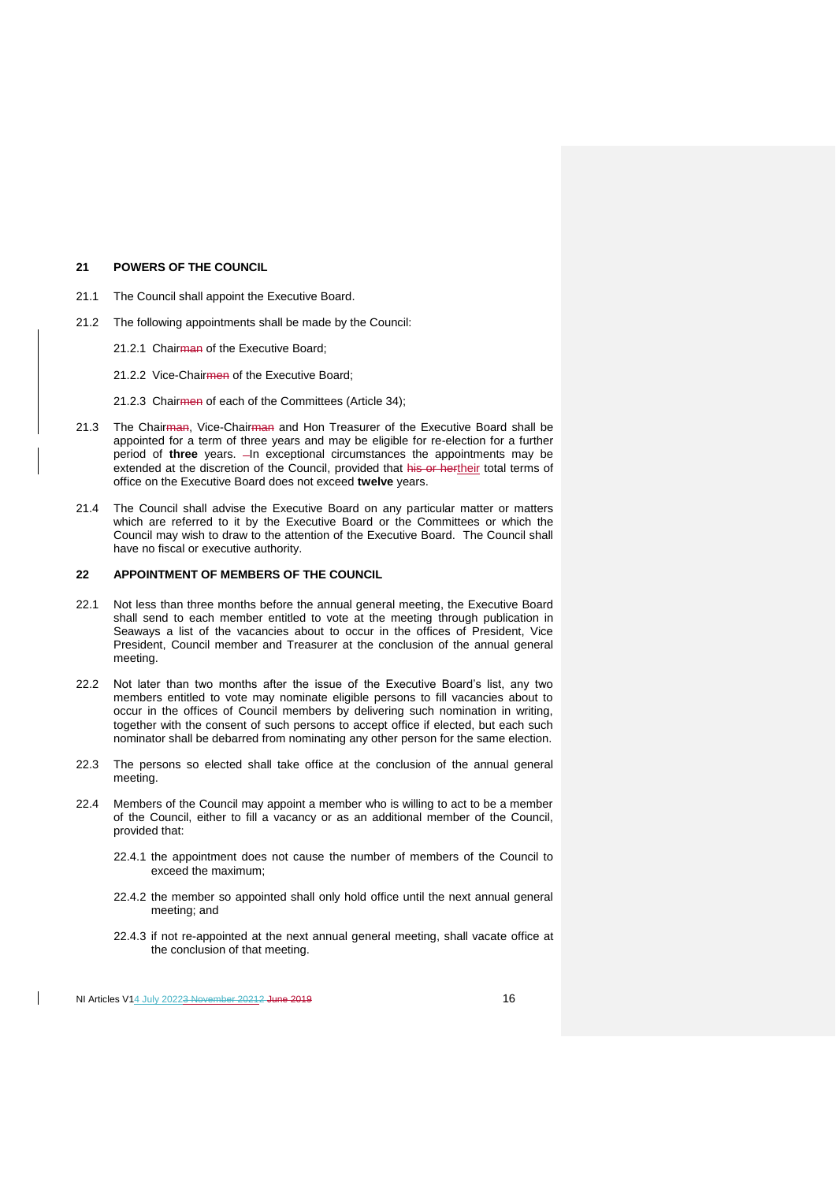## 21 POWERS OF THE COUNCIL

21.1 The Council shall appoint the Executive Board.

21.2 The following appointments shall be made by the Council:

21.2.1 Chair~~man~~ of the Executive Board;

21.2.2 Vice-Chair~~men~~ of the Executive Board;

21.2.3 Chair~~men~~ of each of the Committees (Article 34);

21.3 The Chair~~man~~, Vice-Chair~~man~~ and Hon Treasurer of the Executive Board shall be appointed for a term of three years and may be eligible for re-election for a further period of **three** years. In exceptional circumstances the appointments may be extended at the discretion of the Council, provided that ~~his or her~~their total terms of office on the Executive Board does not exceed **twelve** years.

21.4 The Council shall advise the Executive Board on any particular matter or matters which are referred to it by the Executive Board or the Committees or which the Council may wish to draw to the attention of the Executive Board. The Council shall have no fiscal or executive authority.

## 22 APPOINTMENT OF MEMBERS OF THE COUNCIL

22.1 Not less than three months before the annual general meeting, the Executive Board shall send to each member entitled to vote at the meeting through publication in Seaways a list of the vacancies about to occur in the offices of President, Vice President, Council member and Treasurer at the conclusion of the annual general meeting.

22.2 Not later than two months after the issue of the Executive Board's list, any two members entitled to vote may nominate eligible persons to fill vacancies about to occur in the offices of Council members by delivering such nomination in writing, together with the consent of such persons to accept office if elected, but each such nominator shall be debarred from nominating any other person for the same election.

22.3 The persons so elected shall take office at the conclusion of the annual general meeting.

22.4 Members of the Council may appoint a member who is willing to act to be a member of the Council, either to fill a vacancy or as an additional member of the Council, provided that:

22.4.1 the appointment does not cause the number of members of the Council to exceed the maximum;

22.4.2 the member so appointed shall only hold office until the next annual general meeting; and

22.4.3 if not re-appointed at the next annual general meeting, shall vacate office at the conclusion of that meeting.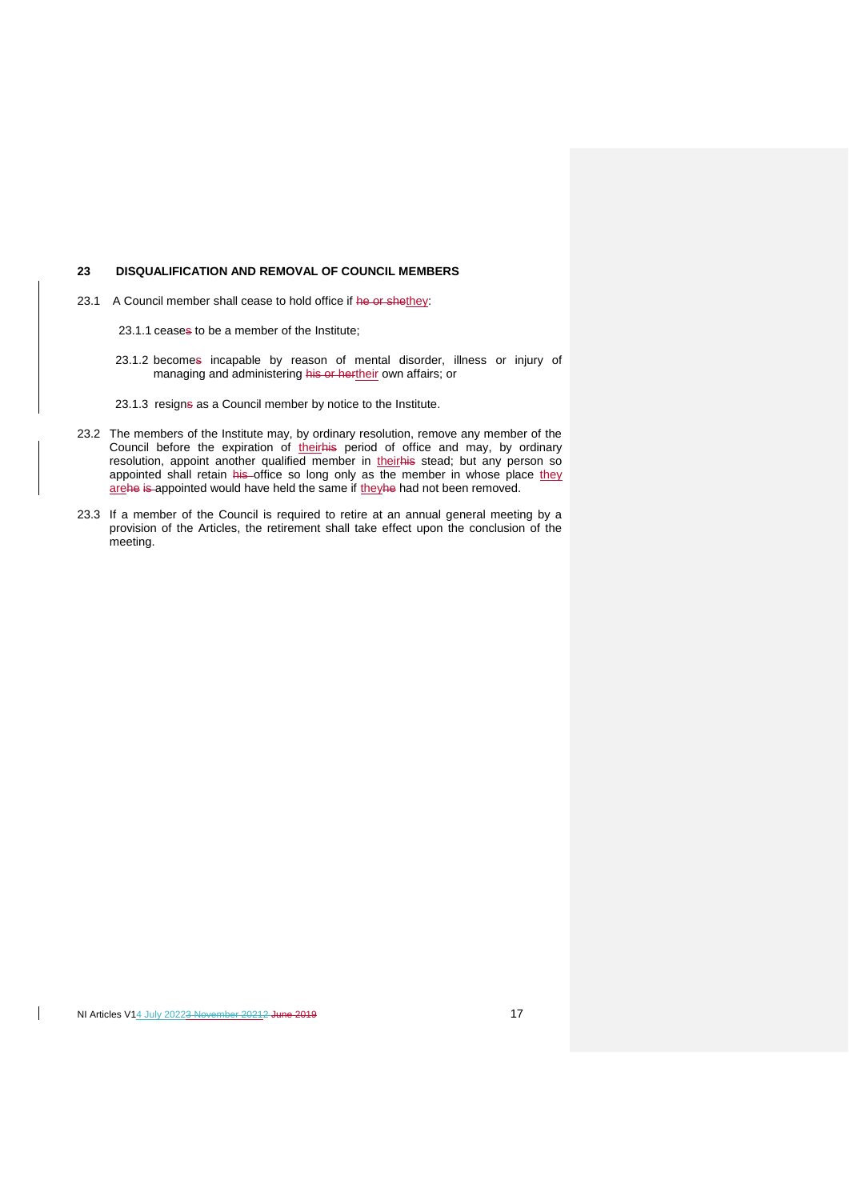### 23 DISQUALIFICATION AND REMOVAL OF COUNCIL MEMBERS

23.1 A Council member shall cease to hold office if ~~he or she~~they:

23.1.1 cease~~s~~ to be a member of the Institute;

23.1.2 become~~s~~ incapable by reason of mental disorder, illness or injury of managing and administering ~~his or her~~their own affairs; or

23.1.3 resign~~s~~ as a Council member by notice to the Institute.

23.2 The members of the Institute may, by ordinary resolution, remove any member of the Council before the expiration of their~~his~~ period of office and may, by ordinary resolution, appoint another qualified member in their~~his~~ stead; but any person so appointed shall retain ~~his~~ office so long only as the member in whose place they are~~he is~~ appointed would have held the same if they~~he~~ had not been removed.

23.3 If a member of the Council is required to retire at an annual general meeting by a provision of the Articles, the retirement shall take effect upon the conclusion of the meeting.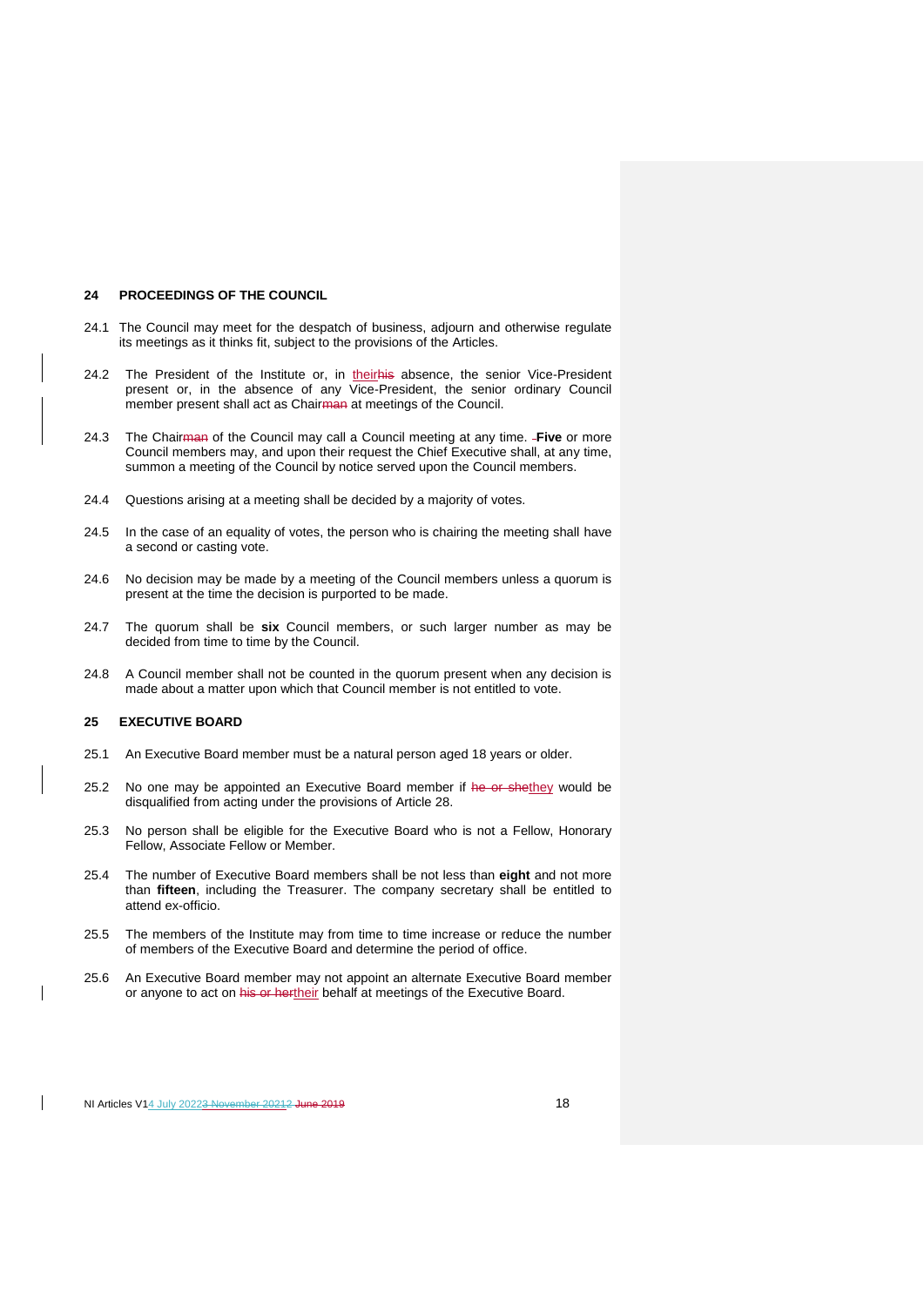## 24 PROCEEDINGS OF THE COUNCIL

24.1 The Council may meet for the despatch of business, adjourn and otherwise regulate its meetings as it thinks fit, subject to the provisions of the Articles.

24.2 The President of the Institute or, in their~~his~~ absence, the senior Vice-President present or, in the absence of any Vice-President, the senior ordinary Council member present shall act as Chair~~man~~ at meetings of the Council.

24.3 The Chair~~man~~ of the Council may call a Council meeting at any time. **Five** or more Council members may, and upon their request the Chief Executive shall, at any time, summon a meeting of the Council by notice served upon the Council members.

24.4 Questions arising at a meeting shall be decided by a majority of votes.

24.5 In the case of an equality of votes, the person who is chairing the meeting shall have a second or casting vote.

24.6 No decision may be made by a meeting of the Council members unless a quorum is present at the time the decision is purported to be made.

24.7 The quorum shall be **six** Council members, or such larger number as may be decided from time to time by the Council.

24.8 A Council member shall not be counted in the quorum present when any decision is made about a matter upon which that Council member is not entitled to vote.

## 25 EXECUTIVE BOARD

25.1 An Executive Board member must be a natural person aged 18 years or older.

25.2 No one may be appointed an Executive Board member if ~~he or she~~they would be disqualified from acting under the provisions of Article 28.

25.3 No person shall be eligible for the Executive Board who is not a Fellow, Honorary Fellow, Associate Fellow or Member.

25.4 The number of Executive Board members shall be not less than **eight** and not more than **fifteen**, including the Treasurer. The company secretary shall be entitled to attend ex-officio.

25.5 The members of the Institute may from time to time increase or reduce the number of members of the Executive Board and determine the period of office.

25.6 An Executive Board member may not appoint an alternate Executive Board member or anyone to act on ~~his or her~~their behalf at meetings of the Executive Board.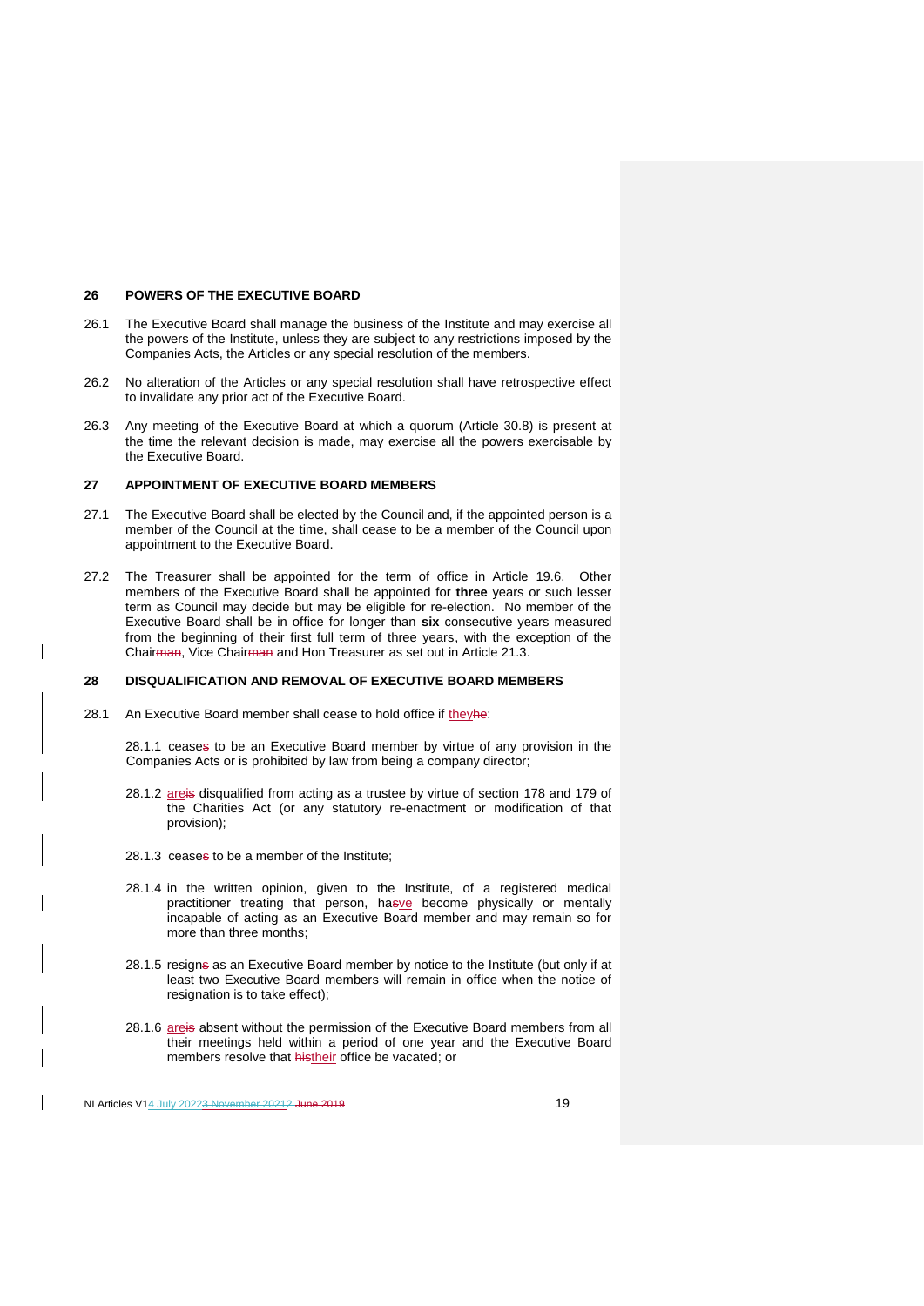## 26 POWERS OF THE EXECUTIVE BOARD

26.1 The Executive Board shall manage the business of the Institute and may exercise all the powers of the Institute, unless they are subject to any restrictions imposed by the Companies Acts, the Articles or any special resolution of the members.

26.2 No alteration of the Articles or any special resolution shall have retrospective effect to invalidate any prior act of the Executive Board.

26.3 Any meeting of the Executive Board at which a quorum (Article 30.8) is present at the time the relevant decision is made, may exercise all the powers exercisable by the Executive Board.

## 27 APPOINTMENT OF EXECUTIVE BOARD MEMBERS

27.1 The Executive Board shall be elected by the Council and, if the appointed person is a member of the Council at the time, shall cease to be a member of the Council upon appointment to the Executive Board.

27.2 The Treasurer shall be appointed for the term of office in Article 19.6. Other members of the Executive Board shall be appointed for **three** years or such lesser term as Council may decide but may be eligible for re-election. No member of the Executive Board shall be in office for longer than **six** consecutive years measured from the beginning of their first full term of three years, with the exception of the Chair~~man~~, Vice Chair~~man~~ and Hon Treasurer as set out in Article 21.3.

## 28 DISQUALIFICATION AND REMOVAL OF EXECUTIVE BOARD MEMBERS

28.1 An Executive Board member shall cease to hold office if they~~he~~:

28.1.1 cease~~s~~ to be an Executive Board member by virtue of any provision in the Companies Acts or is prohibited by law from being a company director;

28.1.2 are~~is~~ disqualified from acting as a trustee by virtue of section 178 and 179 of the Charities Act (or any statutory re-enactment or modification of that provision);

28.1.3 cease~~s~~ to be a member of the Institute;

28.1.4 in the written opinion, given to the Institute, of a registered medical practitioner treating that person, ha~~s~~ve become physically or mentally incapable of acting as an Executive Board member and may remain so for more than three months;

28.1.5 resign~~s~~ as an Executive Board member by notice to the Institute (but only if at least two Executive Board members will remain in office when the notice of resignation is to take effect);

28.1.6 are~~is~~ absent without the permission of the Executive Board members from all their meetings held within a period of one year and the Executive Board members resolve that ~~his~~their office be vacated; or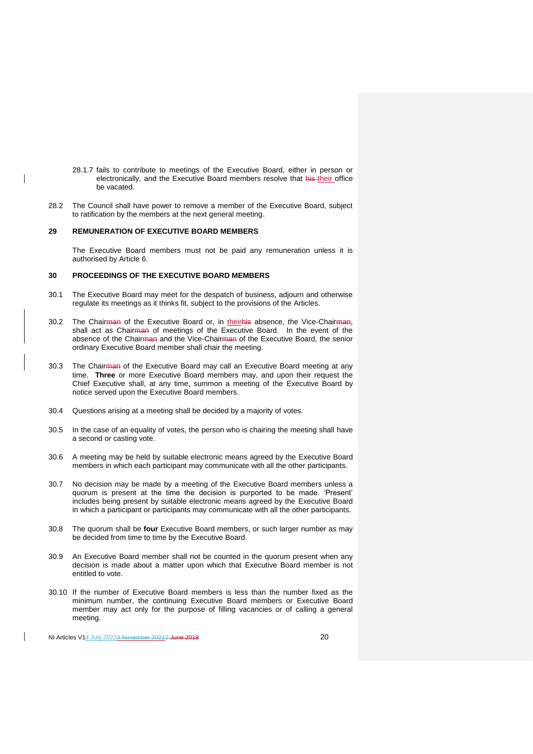28.1.7 fails to contribute to meetings of the Executive Board, either in person or electronically, and the Executive Board members resolve that ~~his~~ their office be vacated.

28.2 The Council shall have power to remove a member of the Executive Board, subject to ratification by the members at the next general meeting.

## 29 REMUNERATION OF EXECUTIVE BOARD MEMBERS

The Executive Board members must not be paid any remuneration unless it is authorised by Article 6.

## 30 PROCEEDINGS OF THE EXECUTIVE BOARD MEMBERS

30.1 The Executive Board may meet for the despatch of business, adjourn and otherwise regulate its meetings as it thinks fit, subject to the provisions of the Articles.

30.2 The Chair~~man~~ of the Executive Board or, in their~~his~~ absence, the Vice-Chair~~man~~, shall act as Chair~~man~~ of meetings of the Executive Board. In the event of the absence of the Chair~~man~~ and the Vice-Chair~~man~~ of the Executive Board, the senior ordinary Executive Board member shall chair the meeting.

30.3 The Chair~~man~~ of the Executive Board may call an Executive Board meeting at any time. **Three** or more Executive Board members may, and upon their request the Chief Executive shall, at any time, summon a meeting of the Executive Board by notice served upon the Executive Board members.

30.4 Questions arising at a meeting shall be decided by a majority of votes.

30.5 In the case of an equality of votes, the person who is chairing the meeting shall have a second or casting vote.

30.6 A meeting may be held by suitable electronic means agreed by the Executive Board members in which each participant may communicate with all the other participants.

30.7 No decision may be made by a meeting of the Executive Board members unless a quorum is present at the time the decision is purported to be made. 'Present' includes being present by suitable electronic means agreed by the Executive Board in which a participant or participants may communicate with all the other participants.

30.8 The quorum shall be **four** Executive Board members, or such larger number as may be decided from time to time by the Executive Board.

30.9 An Executive Board member shall not be counted in the quorum present when any decision is made about a matter upon which that Executive Board member is not entitled to vote.

30.10 If the number of Executive Board members is less than the number fixed as the minimum number, the continuing Executive Board members or Executive Board member may act only for the purpose of filling vacancies or of calling a general meeting.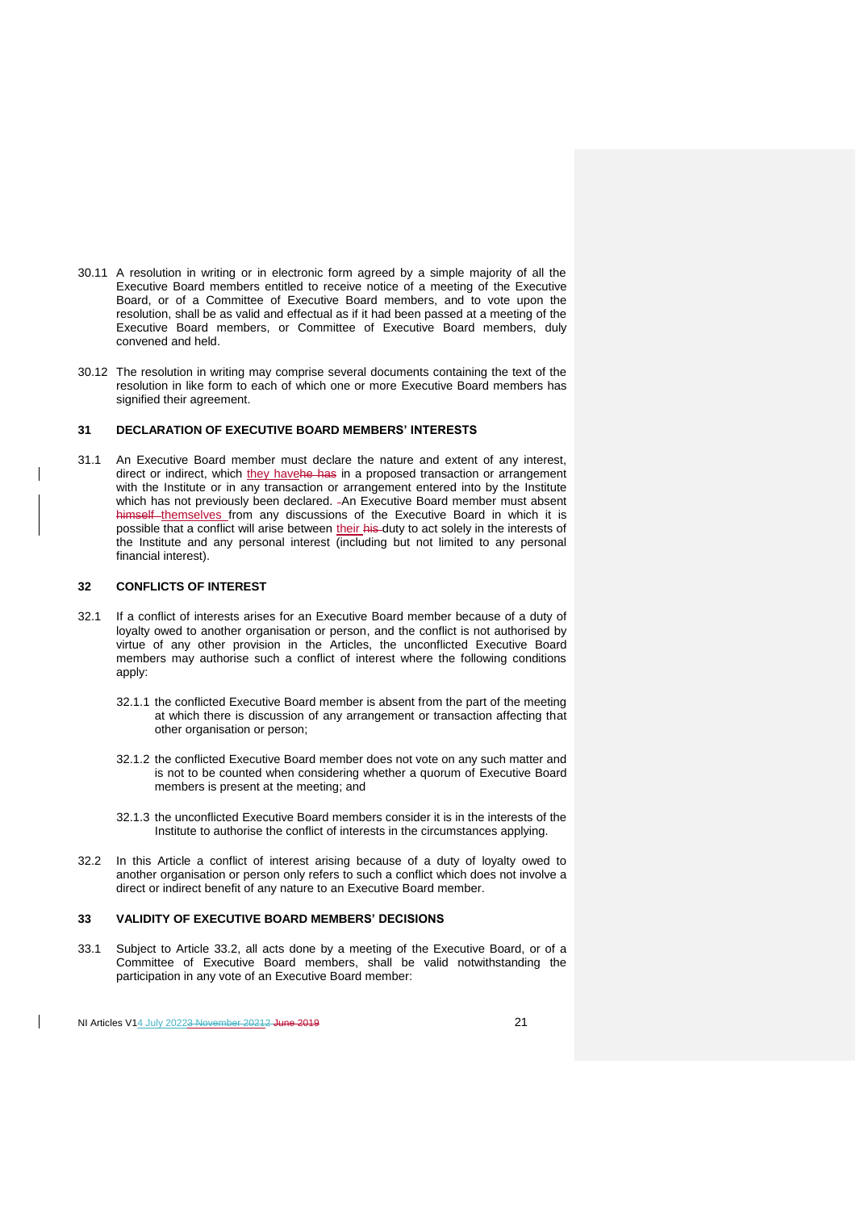30.11 A resolution in writing or in electronic form agreed by a simple majority of all the Executive Board members entitled to receive notice of a meeting of the Executive Board, or of a Committee of Executive Board members, and to vote upon the resolution, shall be as valid and effectual as if it had been passed at a meeting of the Executive Board members, or Committee of Executive Board members, duly convened and held.

30.12 The resolution in writing may comprise several documents containing the text of the resolution in like form to each of which one or more Executive Board members has signified their agreement.

## 31 DECLARATION OF EXECUTIVE BOARD MEMBERS' INTERESTS

31.1 An Executive Board member must declare the nature and extent of any interest, direct or indirect, which they have~~he has~~ in a proposed transaction or arrangement with the Institute or in any transaction or arrangement entered into by the Institute which has not previously been declared. An Executive Board member must absent ~~himself~~ themselves from any discussions of the Executive Board in which it is possible that a conflict will arise between their ~~his~~ duty to act solely in the interests of the Institute and any personal interest (including but not limited to any personal financial interest).

## 32 CONFLICTS OF INTEREST

32.1 If a conflict of interests arises for an Executive Board member because of a duty of loyalty owed to another organisation or person, and the conflict is not authorised by virtue of any other provision in the Articles, the unconflicted Executive Board members may authorise such a conflict of interest where the following conditions apply:

32.1.1 the conflicted Executive Board member is absent from the part of the meeting at which there is discussion of any arrangement or transaction affecting that other organisation or person;

32.1.2 the conflicted Executive Board member does not vote on any such matter and is not to be counted when considering whether a quorum of Executive Board members is present at the meeting; and

32.1.3 the unconflicted Executive Board members consider it is in the interests of the Institute to authorise the conflict of interests in the circumstances applying.

32.2 In this Article a conflict of interest arising because of a duty of loyalty owed to another organisation or person only refers to such a conflict which does not involve a direct or indirect benefit of any nature to an Executive Board member.

## 33 VALIDITY OF EXECUTIVE BOARD MEMBERS' DECISIONS

33.1 Subject to Article 33.2, all acts done by a meeting of the Executive Board, or of a Committee of Executive Board members, shall be valid notwithstanding the participation in any vote of an Executive Board member: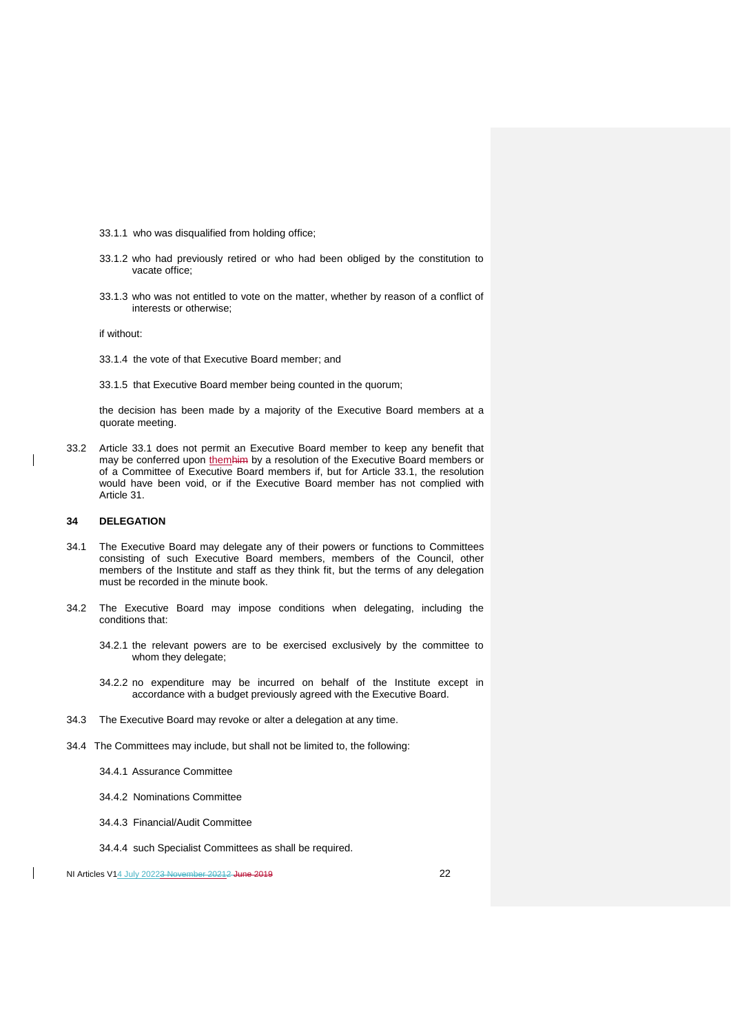33.1.1 who was disqualified from holding office;

33.1.2 who had previously retired or who had been obliged by the constitution to vacate office;

33.1.3 who was not entitled to vote on the matter, whether by reason of a conflict of interests or otherwise;

if without:

33.1.4 the vote of that Executive Board member; and

33.1.5 that Executive Board member being counted in the quorum;

the decision has been made by a majority of the Executive Board members at a quorate meeting.

33.2 Article 33.1 does not permit an Executive Board member to keep any benefit that may be conferred upon themhim by a resolution of the Executive Board members or of a Committee of Executive Board members if, but for Article 33.1, the resolution would have been void, or if the Executive Board member has not complied with Article 31.

## 34 DELEGATION

34.1 The Executive Board may delegate any of their powers or functions to Committees consisting of such Executive Board members, members of the Council, other members of the Institute and staff as they think fit, but the terms of any delegation must be recorded in the minute book.

34.2 The Executive Board may impose conditions when delegating, including the conditions that:

34.2.1 the relevant powers are to be exercised exclusively by the committee to whom they delegate;

34.2.2 no expenditure may be incurred on behalf of the Institute except in accordance with a budget previously agreed with the Executive Board.

34.3 The Executive Board may revoke or alter a delegation at any time.

34.4 The Committees may include, but shall not be limited to, the following:

34.4.1 Assurance Committee

34.4.2 Nominations Committee

34.4.3 Financial/Audit Committee

34.4.4 such Specialist Committees as shall be required.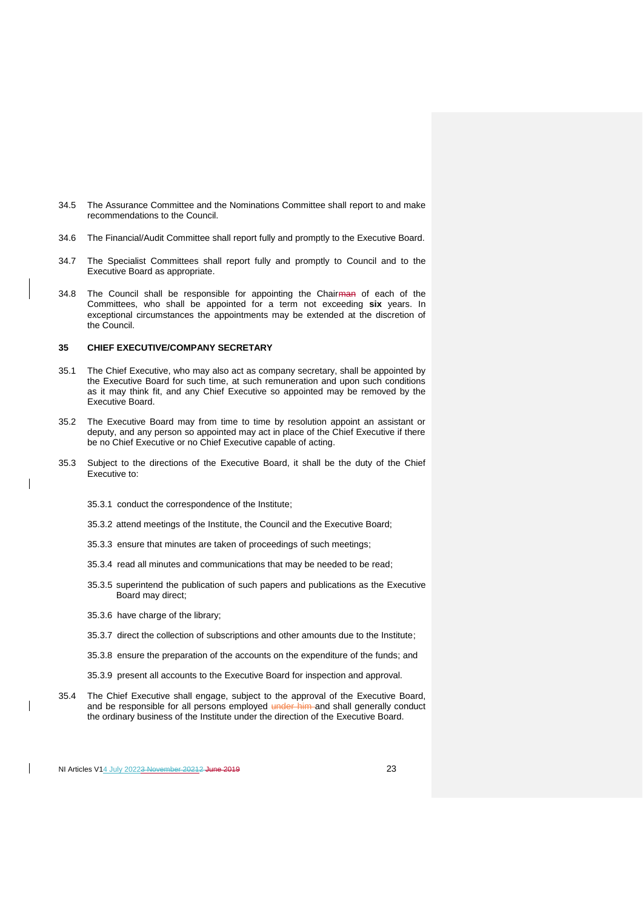34.5 The Assurance Committee and the Nominations Committee shall report to and make recommendations to the Council.

34.6 The Financial/Audit Committee shall report fully and promptly to the Executive Board.

34.7 The Specialist Committees shall report fully and promptly to Council and to the Executive Board as appropriate.

34.8 The Council shall be responsible for appointing the Chair~~man~~ of each of the Committees, who shall be appointed for a term not exceeding **six** years. In exceptional circumstances the appointments may be extended at the discretion of the Council.

## 35 CHIEF EXECUTIVE/COMPANY SECRETARY

35.1 The Chief Executive, who may also act as company secretary, shall be appointed by the Executive Board for such time, at such remuneration and upon such conditions as it may think fit, and any Chief Executive so appointed may be removed by the Executive Board.

35.2 The Executive Board may from time to time by resolution appoint an assistant or deputy, and any person so appointed may act in place of the Chief Executive if there be no Chief Executive or no Chief Executive capable of acting.

35.3 Subject to the directions of the Executive Board, it shall be the duty of the Chief Executive to:

35.3.1 conduct the correspondence of the Institute;

35.3.2 attend meetings of the Institute, the Council and the Executive Board;

35.3.3 ensure that minutes are taken of proceedings of such meetings;

35.3.4 read all minutes and communications that may be needed to be read;

35.3.5 superintend the publication of such papers and publications as the Executive Board may direct;

35.3.6 have charge of the library;

35.3.7 direct the collection of subscriptions and other amounts due to the Institute;

35.3.8 ensure the preparation of the accounts on the expenditure of the funds; and

35.3.9 present all accounts to the Executive Board for inspection and approval.

35.4 The Chief Executive shall engage, subject to the approval of the Executive Board, and be responsible for all persons employed ~~under him~~ and shall generally conduct the ordinary business of the Institute under the direction of the Executive Board.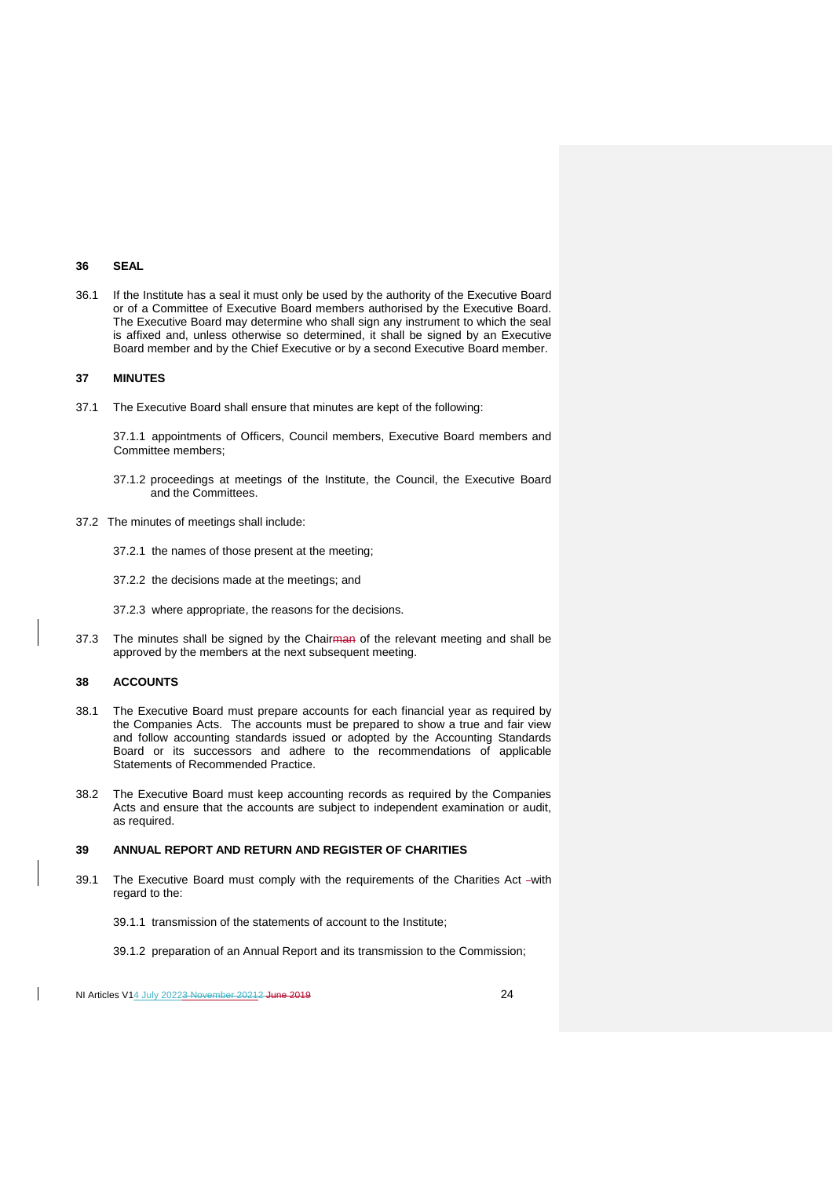## 36 SEAL

36.1 If the Institute has a seal it must only be used by the authority of the Executive Board or of a Committee of Executive Board members authorised by the Executive Board. The Executive Board may determine who shall sign any instrument to which the seal is affixed and, unless otherwise so determined, it shall be signed by an Executive Board member and by the Chief Executive or by a second Executive Board member.

## 37 MINUTES

37.1 The Executive Board shall ensure that minutes are kept of the following:

37.1.1 appointments of Officers, Council members, Executive Board members and Committee members;

37.1.2 proceedings at meetings of the Institute, the Council, the Executive Board and the Committees.

37.2 The minutes of meetings shall include:

37.2.1 the names of those present at the meeting;

37.2.2 the decisions made at the meetings; and

37.2.3 where appropriate, the reasons for the decisions.

37.3 The minutes shall be signed by the Chair~~man~~ of the relevant meeting and shall be approved by the members at the next subsequent meeting.

## 38 ACCOUNTS

38.1 The Executive Board must prepare accounts for each financial year as required by the Companies Acts. The accounts must be prepared to show a true and fair view and follow accounting standards issued or adopted by the Accounting Standards Board or its successors and adhere to the recommendations of applicable Statements of Recommended Practice.

38.2 The Executive Board must keep accounting records as required by the Companies Acts and ensure that the accounts are subject to independent examination or audit, as required.

## 39 ANNUAL REPORT AND RETURN AND REGISTER OF CHARITIES

39.1 The Executive Board must comply with the requirements of the Charities Act with regard to the:

39.1.1 transmission of the statements of account to the Institute;

39.1.2 preparation of an Annual Report and its transmission to the Commission;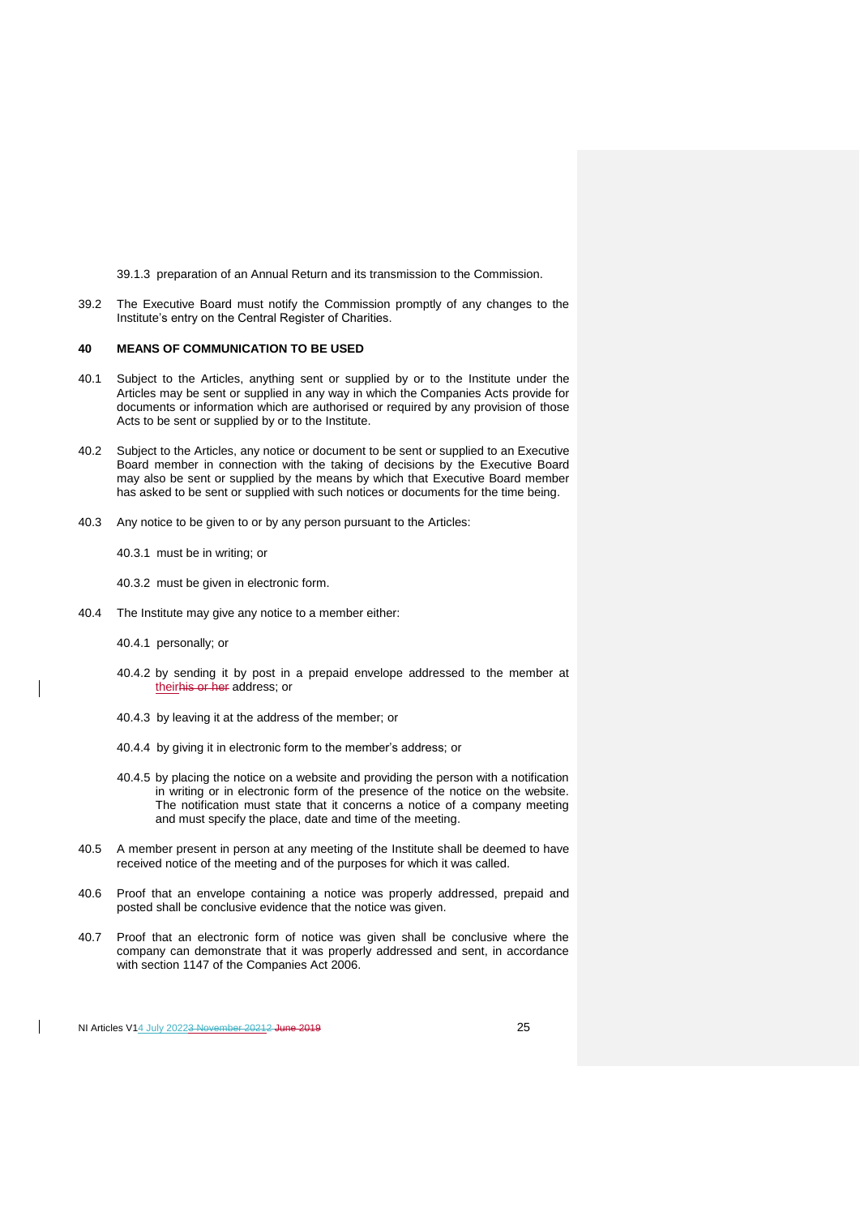39.1.3 preparation of an Annual Return and its transmission to the Commission.

39.2 The Executive Board must notify the Commission promptly of any changes to the Institute's entry on the Central Register of Charities.

## 40 MEANS OF COMMUNICATION TO BE USED

40.1 Subject to the Articles, anything sent or supplied by or to the Institute under the Articles may be sent or supplied in any way in which the Companies Acts provide for documents or information which are authorised or required by any provision of those Acts to be sent or supplied by or to the Institute.

40.2 Subject to the Articles, any notice or document to be sent or supplied to an Executive Board member in connection with the taking of decisions by the Executive Board may also be sent or supplied by the means by which that Executive Board member has asked to be sent or supplied with such notices or documents for the time being.

40.3 Any notice to be given to or by any person pursuant to the Articles:

40.3.1 must be in writing; or

40.3.2 must be given in electronic form.

40.4 The Institute may give any notice to a member either:

40.4.1 personally; or

40.4.2 by sending it by post in a prepaid envelope addressed to the member at their~~his or her~~ address; or

40.4.3 by leaving it at the address of the member; or

40.4.4 by giving it in electronic form to the member's address; or

40.4.5 by placing the notice on a website and providing the person with a notification in writing or in electronic form of the presence of the notice on the website. The notification must state that it concerns a notice of a company meeting and must specify the place, date and time of the meeting.

40.5 A member present in person at any meeting of the Institute shall be deemed to have received notice of the meeting and of the purposes for which it was called.

40.6 Proof that an envelope containing a notice was properly addressed, prepaid and posted shall be conclusive evidence that the notice was given.

40.7 Proof that an electronic form of notice was given shall be conclusive where the company can demonstrate that it was properly addressed and sent, in accordance with section 1147 of the Companies Act 2006.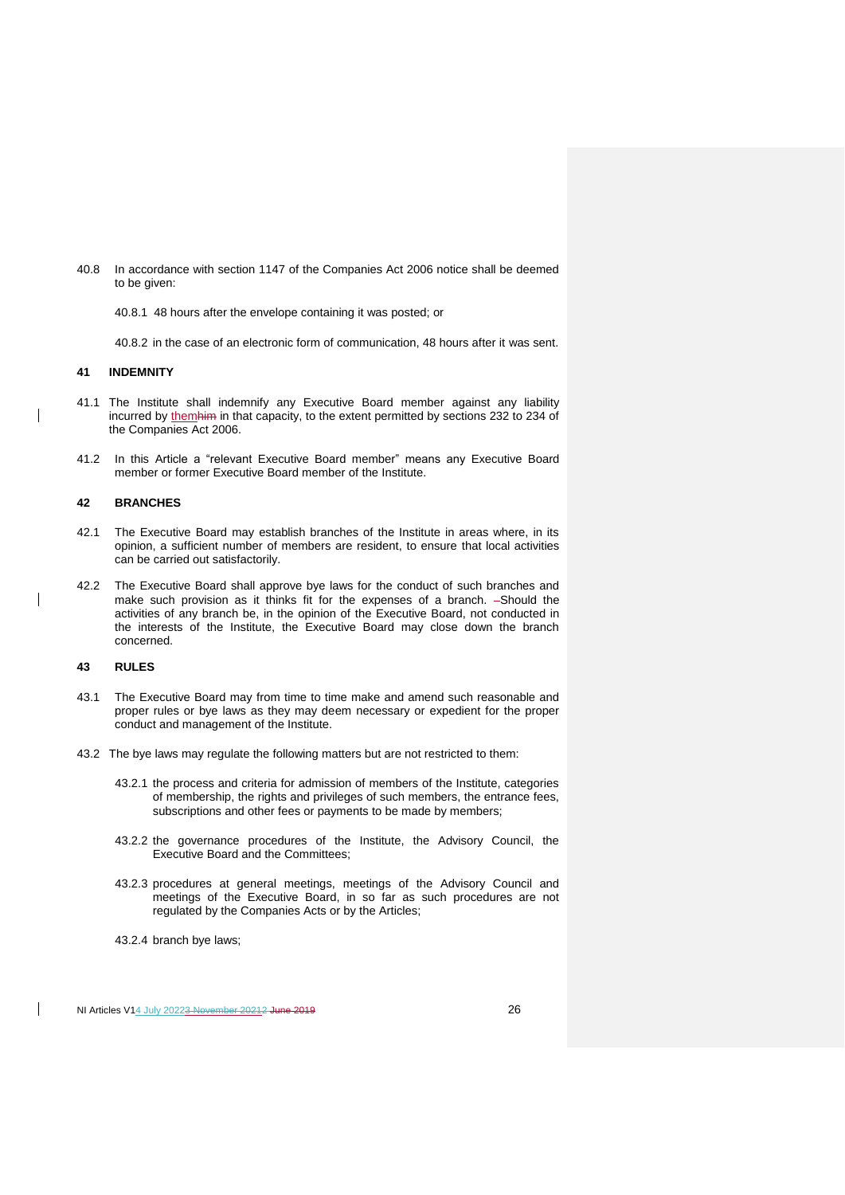40.8 In accordance with section 1147 of the Companies Act 2006 notice shall be deemed to be given:

40.8.1 48 hours after the envelope containing it was posted; or

40.8.2 in the case of an electronic form of communication, 48 hours after it was sent.

## 41 INDEMNITY

41.1 The Institute shall indemnify any Executive Board member against any liability incurred by themhim in that capacity, to the extent permitted by sections 232 to 234 of the Companies Act 2006.

41.2 In this Article a "relevant Executive Board member" means any Executive Board member or former Executive Board member of the Institute.

## 42 BRANCHES

42.1 The Executive Board may establish branches of the Institute in areas where, in its opinion, a sufficient number of members are resident, to ensure that local activities can be carried out satisfactorily.

42.2 The Executive Board shall approve bye laws for the conduct of such branches and make such provision as it thinks fit for the expenses of a branch. -Should the activities of any branch be, in the opinion of the Executive Board, not conducted in the interests of the Institute, the Executive Board may close down the branch concerned.

## 43 RULES

43.1 The Executive Board may from time to time make and amend such reasonable and proper rules or bye laws as they may deem necessary or expedient for the proper conduct and management of the Institute.

43.2 The bye laws may regulate the following matters but are not restricted to them:

43.2.1 the process and criteria for admission of members of the Institute, categories of membership, the rights and privileges of such members, the entrance fees, subscriptions and other fees or payments to be made by members;

43.2.2 the governance procedures of the Institute, the Advisory Council, the Executive Board and the Committees;

43.2.3 procedures at general meetings, meetings of the Advisory Council and meetings of the Executive Board, in so far as such procedures are not regulated by the Companies Acts or by the Articles;

43.2.4 branch bye laws;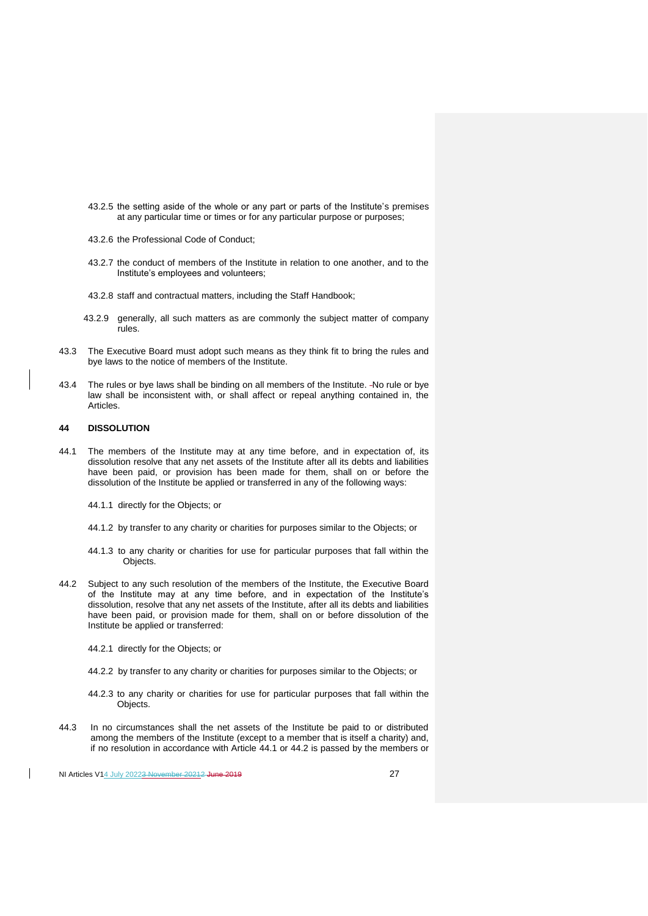43.2.5 the setting aside of the whole or any part or parts of the Institute's premises at any particular time or times or for any particular purpose or purposes;

43.2.6 the Professional Code of Conduct;

43.2.7 the conduct of members of the Institute in relation to one another, and to the Institute's employees and volunteers;

43.2.8 staff and contractual matters, including the Staff Handbook;

43.2.9 generally, all such matters as are commonly the subject matter of company rules.

43.3 The Executive Board must adopt such means as they think fit to bring the rules and bye laws to the notice of members of the Institute.

43.4 The rules or bye laws shall be binding on all members of the Institute. No rule or bye law shall be inconsistent with, or shall affect or repeal anything contained in, the Articles.

## 44 DISSOLUTION

44.1 The members of the Institute may at any time before, and in expectation of, its dissolution resolve that any net assets of the Institute after all its debts and liabilities have been paid, or provision has been made for them, shall on or before the dissolution of the Institute be applied or transferred in any of the following ways:

44.1.1 directly for the Objects; or

44.1.2 by transfer to any charity or charities for purposes similar to the Objects; or

44.1.3 to any charity or charities for use for particular purposes that fall within the Objects.

44.2 Subject to any such resolution of the members of the Institute, the Executive Board of the Institute may at any time before, and in expectation of the Institute's dissolution, resolve that any net assets of the Institute, after all its debts and liabilities have been paid, or provision made for them, shall on or before dissolution of the Institute be applied or transferred:

44.2.1 directly for the Objects; or

44.2.2 by transfer to any charity or charities for purposes similar to the Objects; or

44.2.3 to any charity or charities for use for particular purposes that fall within the Objects.

44.3 In no circumstances shall the net assets of the Institute be paid to or distributed among the members of the Institute (except to a member that is itself a charity) and, if no resolution in accordance with Article 44.1 or 44.2 is passed by the members or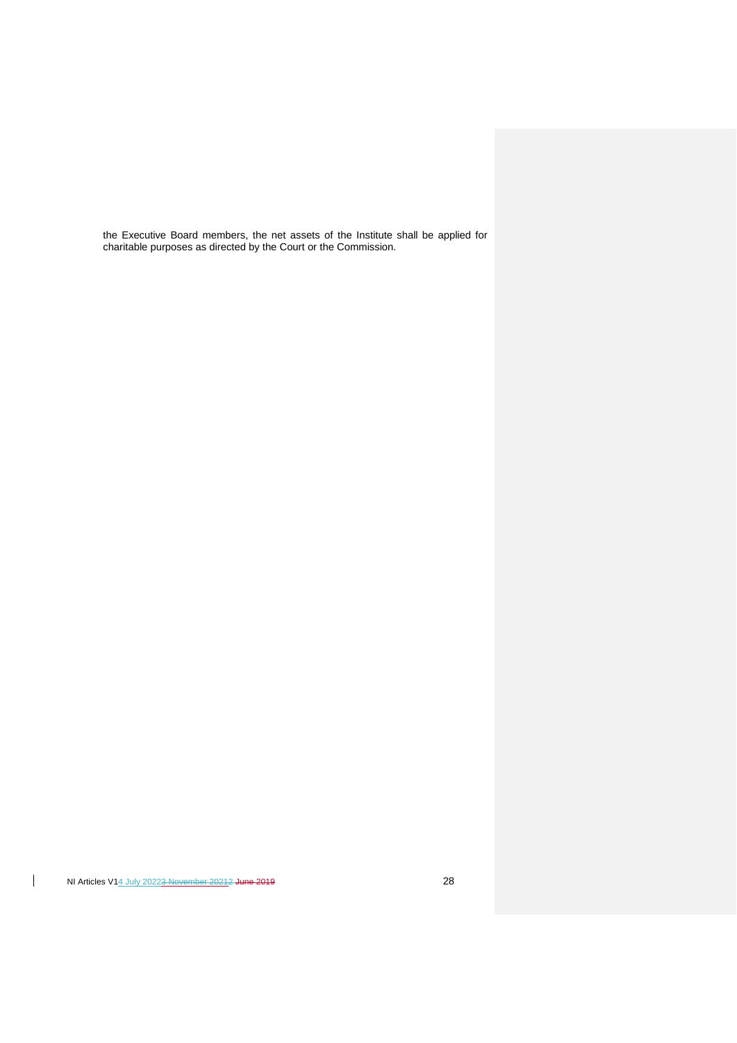the Executive Board members, the net assets of the Institute shall be applied for charitable purposes as directed by the Court or the Commission.